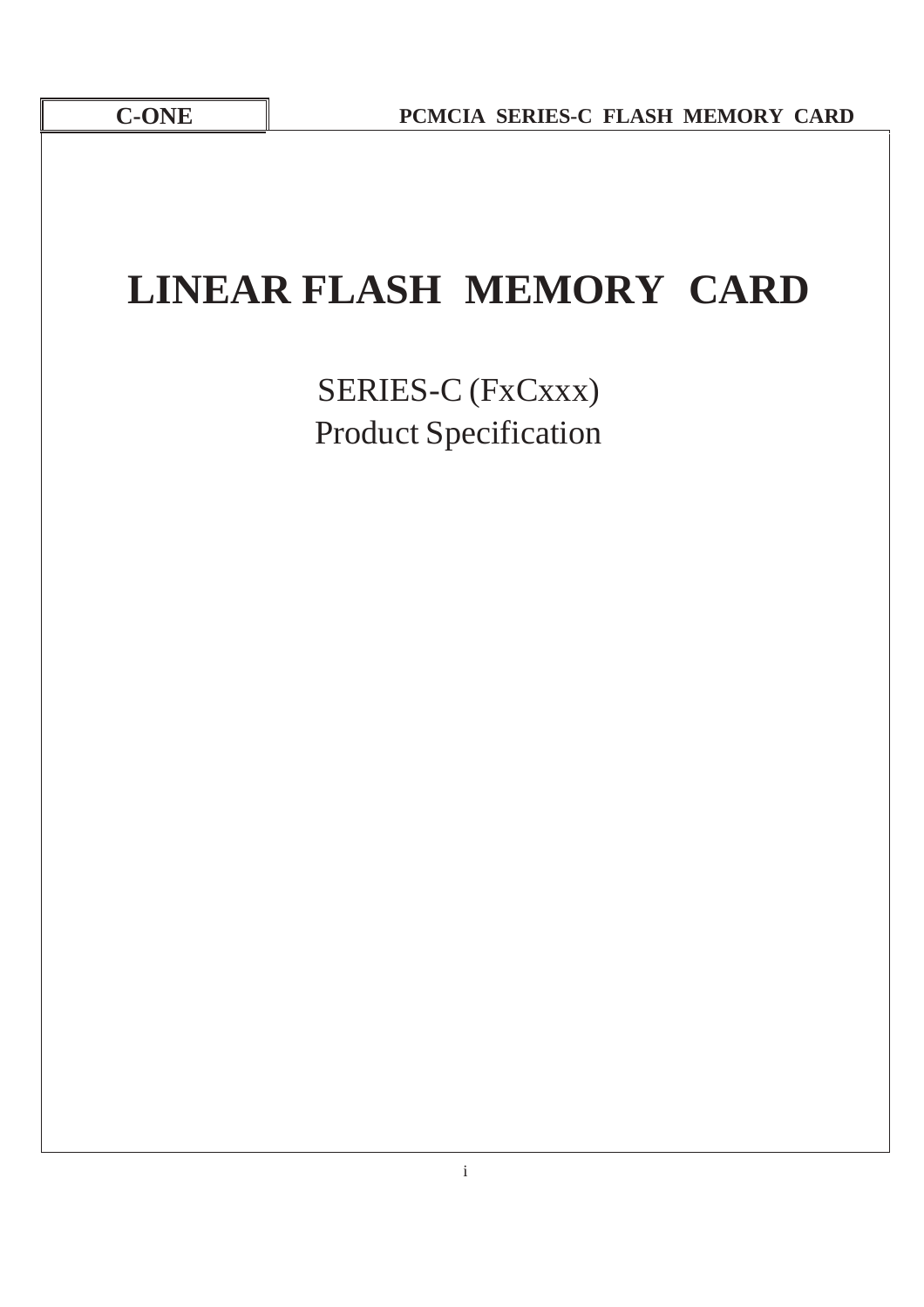# LINEAR FLASH MEMORY CARD

SERIES-C (FxCxxx)
Product Specification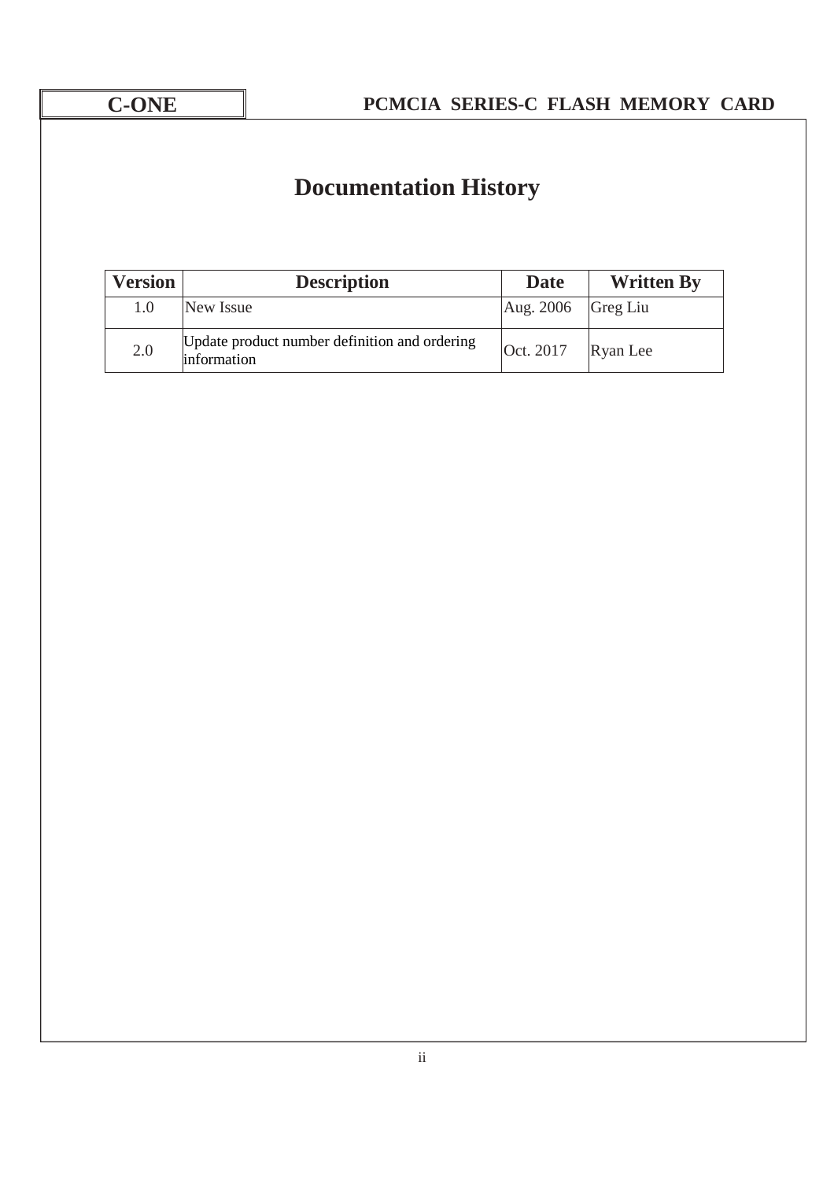# Documentation History

| Version | Description | Date | Written By |
|---|---|---|---|
| 1.0 | New Issue | Aug. 2006 | Greg Liu |
| 2.0 | Update product number definition and ordering information | Oct. 2017 | Ryan Lee |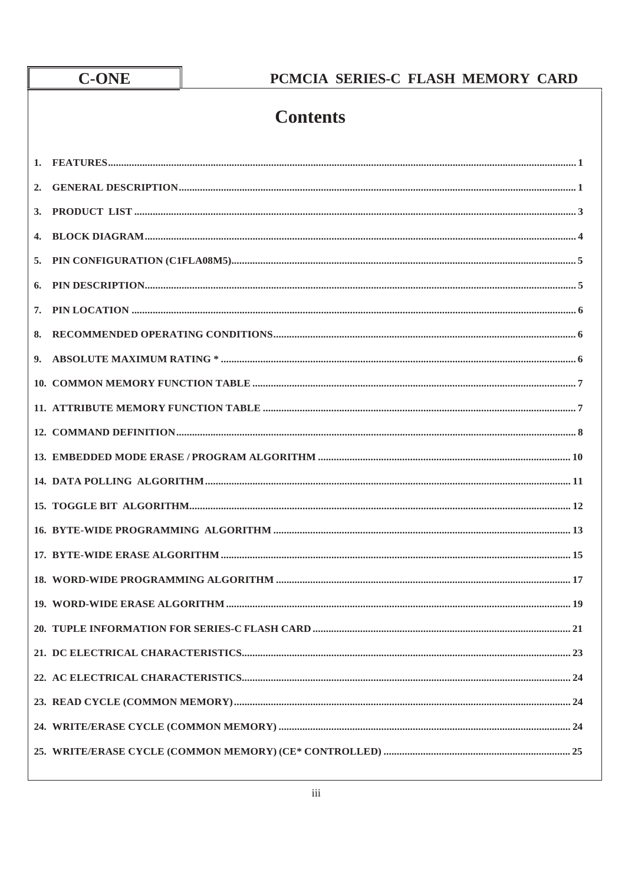# Contents

1. FEATURES ........ 1
2. GENERAL DESCRIPTION ........ 1
3. PRODUCT LIST ........ 3
4. BLOCK DIAGRAM ........ 4
5. PIN CONFIGURATION (C1FLA08M5) ........ 5
6. PIN DESCRIPTION ........ 5
7. PIN LOCATION ........ 6
8. RECOMMENDED OPERATING CONDITIONS ........ 6
9. ABSOLUTE MAXIMUM RATING * ........ 6
10. COMMON MEMORY FUNCTION TABLE ........ 7
11. ATTRIBUTE MEMORY FUNCTION TABLE ........ 7
12. COMMAND DEFINITION ........ 8
13. EMBEDDED MODE ERASE / PROGRAM ALGORITHM ........ 10
14. DATA POLLING ALGORITHM ........ 11
15. TOGGLE BIT ALGORITHM ........ 12
16. BYTE-WIDE PROGRAMMING ALGORITHM ........ 13
17. BYTE-WIDE ERASE ALGORITHM ........ 15
18. WORD-WIDE PROGRAMMING ALGORITHM ........ 17
19. WORD-WIDE ERASE ALGORITHM ........ 19
20. TUPLE INFORMATION FOR SERIES-C FLASH CARD ........ 21
21. DC ELECTRICAL CHARACTERISTICS ........ 23
22. AC ELECTRICAL CHARACTERISTICS ........ 24
23. READ CYCLE (COMMON MEMORY) ........ 24
24. WRITE/ERASE CYCLE (COMMON MEMORY) ........ 24
25. WRITE/ERASE CYCLE (COMMON MEMORY) (CE* CONTROLLED) ........ 25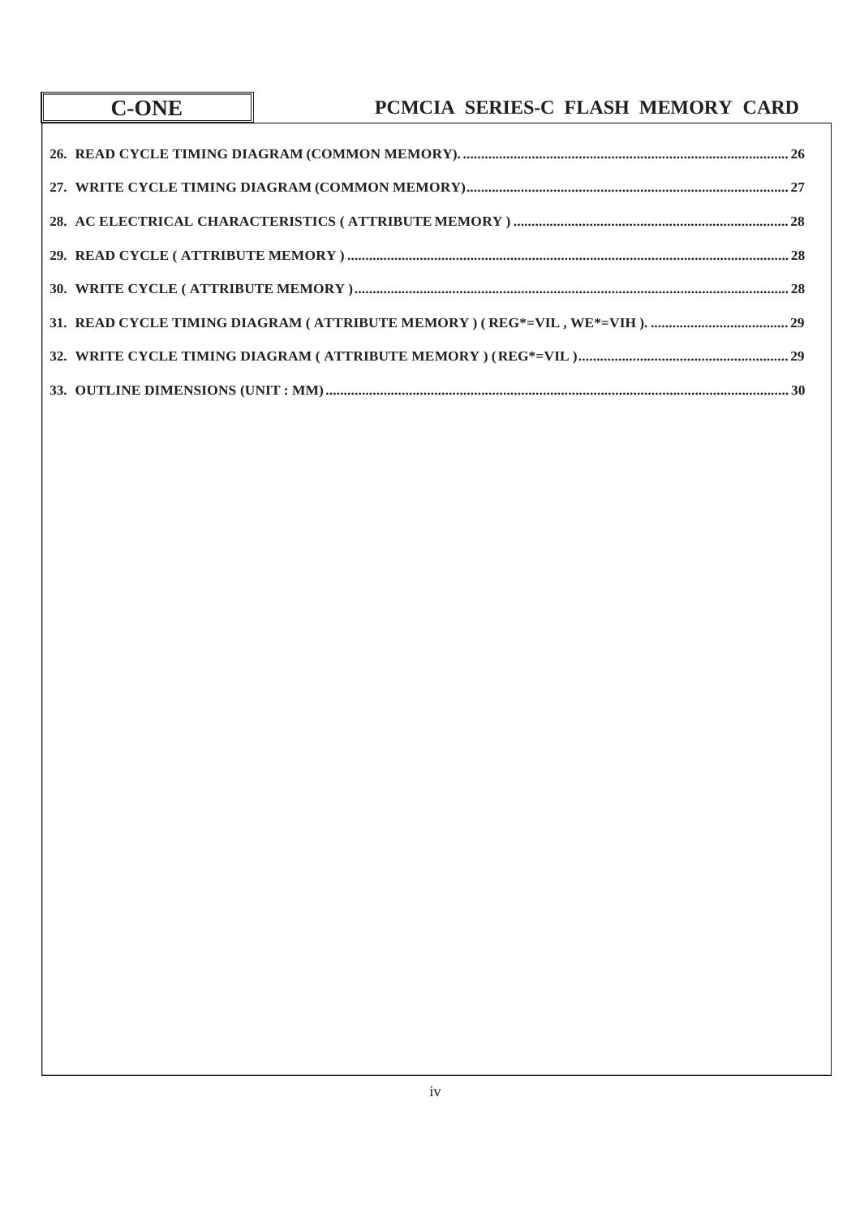26. READ CYCLE TIMING DIAGRAM (COMMON MEMORY). .......... 26

27. WRITE CYCLE TIMING DIAGRAM (COMMON MEMORY).......... 27

28. AC ELECTRICAL CHARACTERISTICS ( ATTRIBUTE MEMORY ) .......... 28

29. READ CYCLE ( ATTRIBUTE MEMORY ) .......... 28

30. WRITE CYCLE ( ATTRIBUTE MEMORY ).......... 28

31. READ CYCLE TIMING DIAGRAM ( ATTRIBUTE MEMORY ) ( REG*=VIL , WE*=VIH ). .......... 29

32. WRITE CYCLE TIMING DIAGRAM ( ATTRIBUTE MEMORY ) (REG*=VIL ).......... 29

33. OUTLINE DIMENSIONS (UNIT : MM).......... 30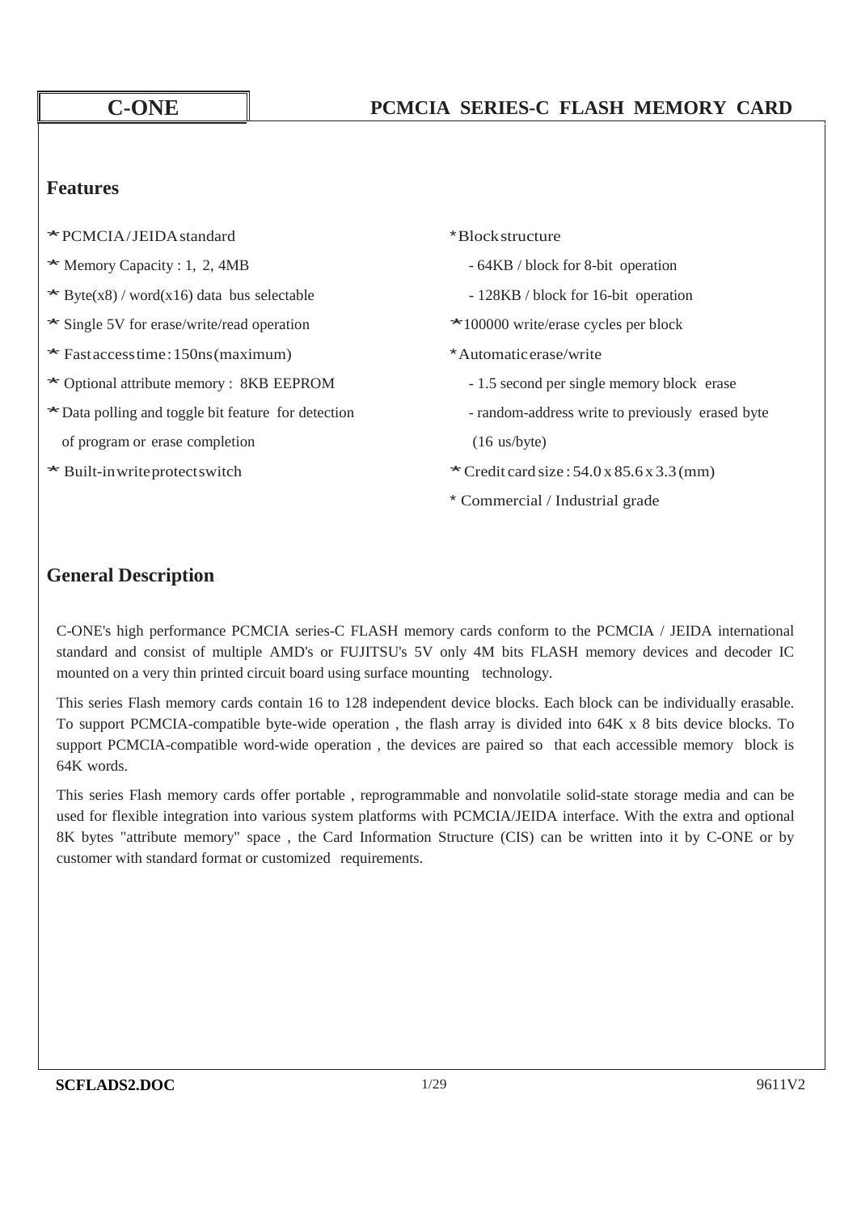# C-ONE

## PCMCIA SERIES-C FLASH MEMORY CARD

### Features

* PCMCIA / JEIDA standard
* Memory Capacity : 1, 2, 4MB
* Byte(x8) / word(x16) data bus selectable
* Single 5V for erase/write/read operation
* Fast access time : 150ns (maximum)
* Optional attribute memory : 8KB EEPROM
* Data polling and toggle bit feature for detection of program or erase completion
* Built-in write protect switch
* Block structure
  - 64KB / block for 8-bit operation
  - 128KB / block for 16-bit operation
* 100000 write/erase cycles per block
* Automatic erase/write
  - 1.5 second per single memory block erase
  - random-address write to previously erased byte (16 us/byte)
* Credit card size : 54.0 x 85.6 x 3.3 (mm)
* Commercial / Industrial grade

### General Description

C-ONE's high performance PCMCIA series-C FLASH memory cards conform to the PCMCIA / JEIDA international standard and consist of multiple AMD's or FUJITSU's 5V only 4M bits FLASH memory devices and decoder IC mounted on a very thin printed circuit board using surface mounting technology.

This series Flash memory cards contain 16 to 128 independent device blocks. Each block can be individually erasable. To support PCMCIA-compatible byte-wide operation , the flash array is divided into 64K x 8 bits device blocks. To support PCMCIA-compatible word-wide operation , the devices are paired so that each accessible memory block is 64K words.

This series Flash memory cards offer portable , reprogrammable and nonvolatile solid-state storage media and can be used for flexible integration into various system platforms with PCMCIA/JEIDA interface. With the extra and optional 8K bytes "attribute memory" space , the Card Information Structure (CIS) can be written into it by C-ONE or by customer with standard format or customized requirements.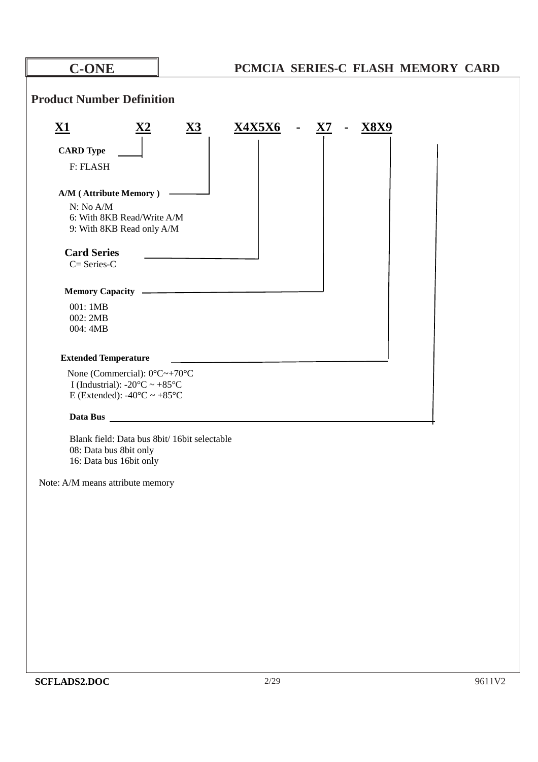## Product Number Definition

**X1 X2 X3 X4X5X6 - X7 - X8X9**

**CARD Type**

F: FLASH

**A/M ( Attribute Memory )**

N: No A/M
6: With 8KB Read/Write A/M
9: With 8KB Read only A/M

**Card Series**

C= Series-C

**Memory Capacity**

001: 1MB
002: 2MB
004: 4MB

**Extended Temperature**

None (Commercial): 0°C~+70°C
I (Industrial): -20°C ~ +85°C
E (Extended): -40°C ~ +85°C

**Data Bus**

Blank field: Data bus 8bit/ 16bit selectable
08: Data bus 8bit only
16: Data bus 16bit only

Note: A/M means attribute memory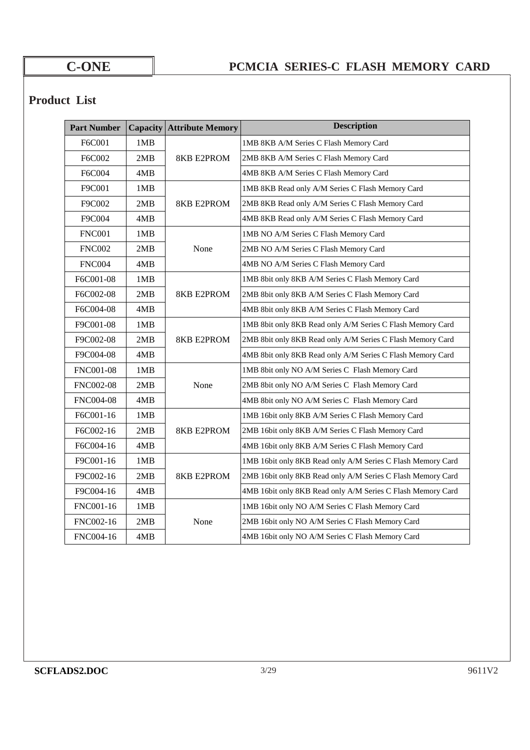## Product List

| Part Number | Capacity | Attribute Memory | Description |
|---|---|---|---|
| F6C001 | 1MB | 8KB E2PROM | 1MB 8KB A/M Series C Flash Memory Card |
| F6C002 | 2MB | | 2MB 8KB A/M Series C Flash Memory Card |
| F6C004 | 4MB | | 4MB 8KB A/M Series C Flash Memory Card |
| F9C001 | 1MB | 8KB E2PROM | 1MB 8KB Read only A/M Series C Flash Memory Card |
| F9C002 | 2MB | | 2MB 8KB Read only A/M Series C Flash Memory Card |
| F9C004 | 4MB | | 4MB 8KB Read only A/M Series C Flash Memory Card |
| FNC001 | 1MB | None | 1MB NO A/M Series C Flash Memory Card |
| FNC002 | 2MB | | 2MB NO A/M Series C Flash Memory Card |
| FNC004 | 4MB | | 4MB NO A/M Series C Flash Memory Card |
| F6C001-08 | 1MB | 8KB E2PROM | 1MB 8bit only 8KB A/M Series C Flash Memory Card |
| F6C002-08 | 2MB | | 2MB 8bit only 8KB A/M Series C Flash Memory Card |
| F6C004-08 | 4MB | | 4MB 8bit only 8KB A/M Series C Flash Memory Card |
| F9C001-08 | 1MB | 8KB E2PROM | 1MB 8bit only 8KB Read only A/M Series C Flash Memory Card |
| F9C002-08 | 2MB | | 2MB 8bit only 8KB Read only A/M Series C Flash Memory Card |
| F9C004-08 | 4MB | | 4MB 8bit only 8KB Read only A/M Series C Flash Memory Card |
| FNC001-08 | 1MB | None | 1MB 8bit only NO A/M Series C Flash Memory Card |
| FNC002-08 | 2MB | | 2MB 8bit only NO A/M Series C Flash Memory Card |
| FNC004-08 | 4MB | | 4MB 8bit only NO A/M Series C Flash Memory Card |
| F6C001-16 | 1MB | 8KB E2PROM | 1MB 16bit only 8KB A/M Series C Flash Memory Card |
| F6C002-16 | 2MB | | 2MB 16bit only 8KB A/M Series C Flash Memory Card |
| F6C004-16 | 4MB | | 4MB 16bit only 8KB A/M Series C Flash Memory Card |
| F9C001-16 | 1MB | 8KB E2PROM | 1MB 16bit only 8KB Read only A/M Series C Flash Memory Card |
| F9C002-16 | 2MB | | 2MB 16bit only 8KB Read only A/M Series C Flash Memory Card |
| F9C004-16 | 4MB | | 4MB 16bit only 8KB Read only A/M Series C Flash Memory Card |
| FNC001-16 | 1MB | None | 1MB 16bit only NO A/M Series C Flash Memory Card |
| FNC002-16 | 2MB | | 2MB 16bit only NO A/M Series C Flash Memory Card |
| FNC004-16 | 4MB | | 4MB 16bit only NO A/M Series C Flash Memory Card |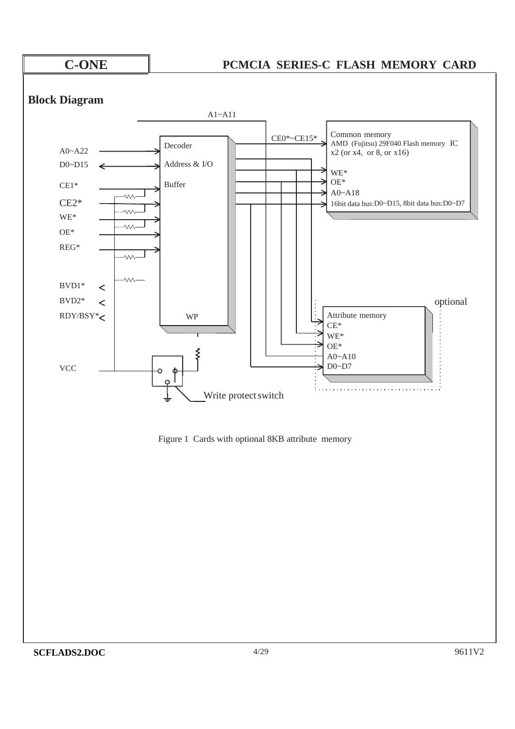## Block Diagram

A1~A11

Decoder

Address & I/O

Buffer

WP

A0~A22

D0~D15

CE1*

CE2*

WE*

OE*

REG*

BVD1*

BVD2*

RDY/BSY*

VCC

CE0*~CE15*

Common memory
AMD (Fujitsu) 29F040 Flash memory IC
x2 (or x4, or 8, or x16)

WE*
OE*
A0~A18
16bit data bus:D0~D15, 8bit data bus:D0~D7

optional

Attribute memory
CE*
WE*
OE*
A0~A10
D0~D7

Write protect switch

Figure 1 Cards with optional 8KB attribute memory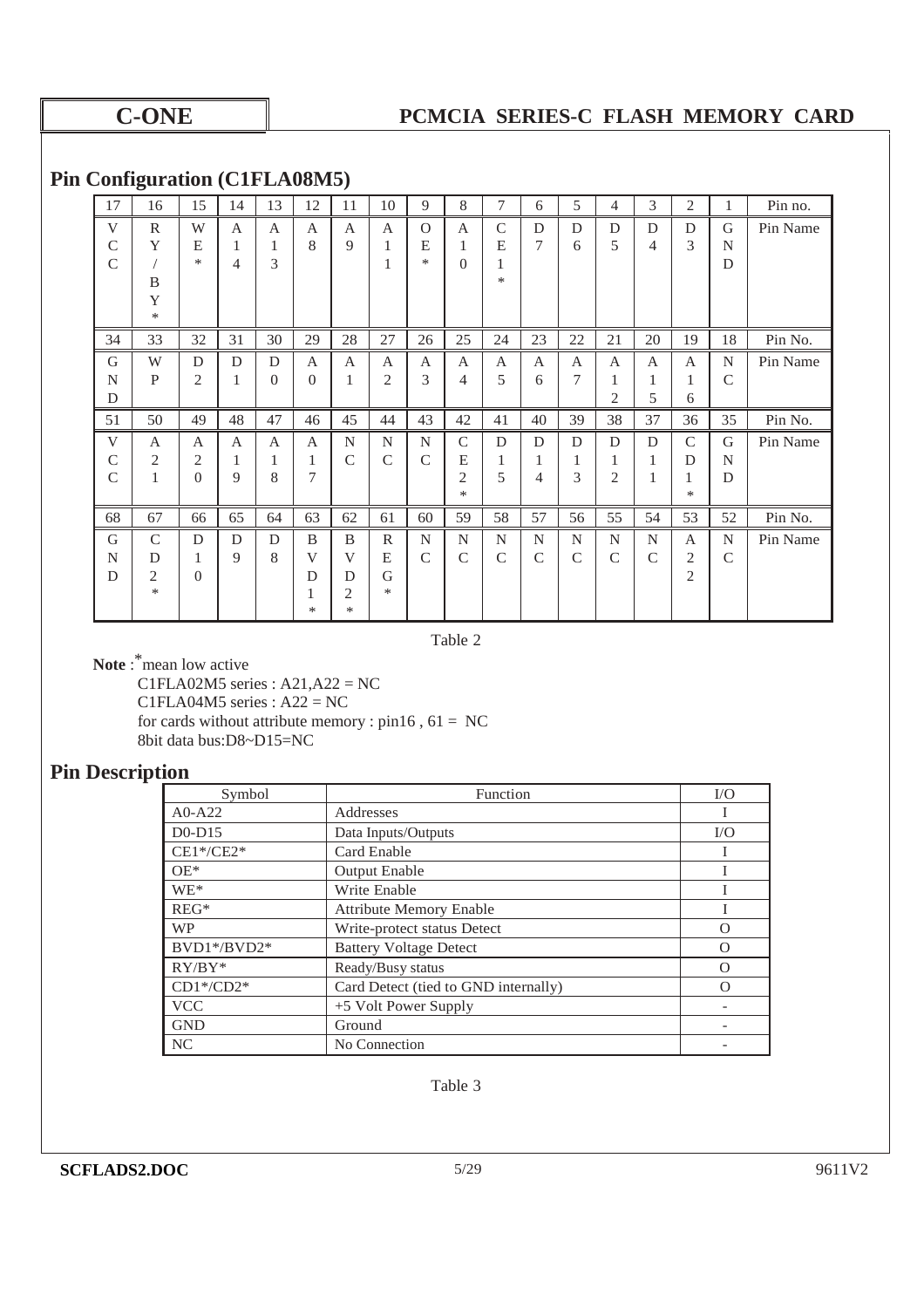## Pin Configuration (C1FLA08M5)

| 17 | 16 | 15 | 14 | 13 | 12 | 11 | 10 | 9 | 8 | 7 | 6 | 5 | 4 | 3 | 2 | 1 | Pin no. |
|---|---|---|---|---|---|---|---|---|---|---|---|---|---|---|---|---|---|
| VCC | RY/BY* | WE* | A14 | A13 | A8 | A9 | A11 | OE* | A10 | CE1* | D7 | D6 | D5 | D4 | D3 | GND | Pin Name |
| 34 | 33 | 32 | 31 | 30 | 29 | 28 | 27 | 26 | 25 | 24 | 23 | 22 | 21 | 20 | 19 | 18 | Pin No. |
| GND | WP | D2 | D1 | D0 | A0 | A1 | A2 | A3 | A4 | A5 | A6 | A7 | A12 | A15 | A16 | NC | Pin Name |
| 51 | 50 | 49 | 48 | 47 | 46 | 45 | 44 | 43 | 42 | 41 | 40 | 39 | 38 | 37 | 36 | 35 | Pin No. |
| VCC | A21 | A20 | A19 | A18 | A17 | NC | NC | NC | CE2* | D15 | D14 | D13 | D12 | D11 | CD1* | GND | Pin Name |
| 68 | 67 | 66 | 65 | 64 | 63 | 62 | 61 | 60 | 59 | 58 | 57 | 56 | 55 | 54 | 53 | 52 | Pin No. |
| GND | CD2* | D10 | D9 | D8 | BVD1* | BVD2* | REG* | NC | NC | NC | NC | NC | NC | NC | A22 | NC | Pin Name |

Table 2

**Note** : * mean low active

C1FLA02M5 series : A21,A22 = NC
C1FLA04M5 series : A22 = NC
for cards without attribute memory : pin16 , 61 = NC
8bit data bus:D8~D15=NC

## Pin Description

| Symbol | Function | I/O |
|---|---|---|
| A0-A22 | Addresses | I |
| D0-D15 | Data Inputs/Outputs | I/O |
| CE1*/CE2* | Card Enable | I |
| OE* | Output Enable | I |
| WE* | Write Enable | I |
| REG* | Attribute Memory Enable | I |
| WP | Write-protect status Detect | O |
| BVD1*/BVD2* | Battery Voltage Detect | O |
| RY/BY* | Ready/Busy status | O |
| CD1*/CD2* | Card Detect (tied to GND internally) | O |
| VCC | +5 Volt Power Supply | - |
| GND | Ground | - |
| NC | No Connection | - |

Table 3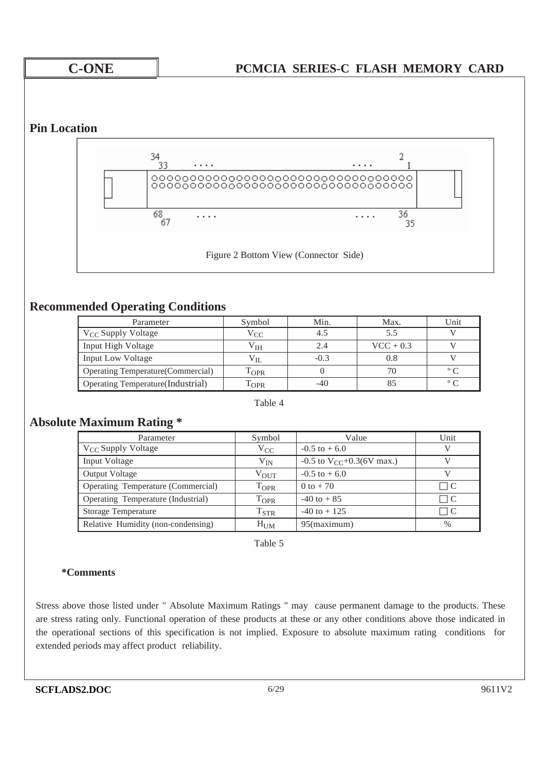## Pin Location

34 33 .... .... 2 1

68 67 .... .... 36 35

Figure 2 Bottom View (Connector Side)

## Recommended Operating Conditions

| Parameter | Symbol | Min. | Max. | Unit |
|---|---|---|---|---|
| $V_{CC}$ Supply Voltage | $V_{CC}$ | 4.5 | 5.5 | V |
| Input High Voltage | $V_{IH}$ | 2.4 | VCC + 0.3 | V |
| Input Low Voltage | $V_{IL}$ | -0.3 | 0.8 | V |
| Operating Temperature(Commercial) | $T_{OPR}$ | 0 | 70 | ° C |
| Operating Temperature(Industrial) | $T_{OPR}$ | -40 | 85 | ° C |

Table 4

## Absolute Maximum Rating *

| Parameter | Symbol | Value | Unit |
|---|---|---|---|
| $V_{CC}$ Supply Voltage | $V_{CC}$ | -0.5 to + 6.0 | V |
| Input Voltage | $V_{IN}$ | -0.5 to $V_{CC}$+0.3(6V max.) | V |
| Output Voltage | $V_{OUT}$ | -0.5 to + 6.0 | V |
| Operating Temperature (Commercial) | $T_{OPR}$ | 0 to + 70 | □ C |
| Operating Temperature (Industrial) | $T_{OPR}$ | -40 to + 85 | □ C |
| Storage Temperature | $T_{STR}$ | -40 to + 125 | □ C |
| Relative Humidity (non-condensing) | $H_{UM}$ | 95(maximum) | % |

Table 5

**\*Comments**

Stress above those listed under " Absolute Maximum Ratings " may cause permanent damage to the products. These are stress rating only. Functional operation of these products at these or any other conditions above those indicated in the operational sections of this specification is not implied. Exposure to absolute maximum rating conditions for extended periods may affect product reliability.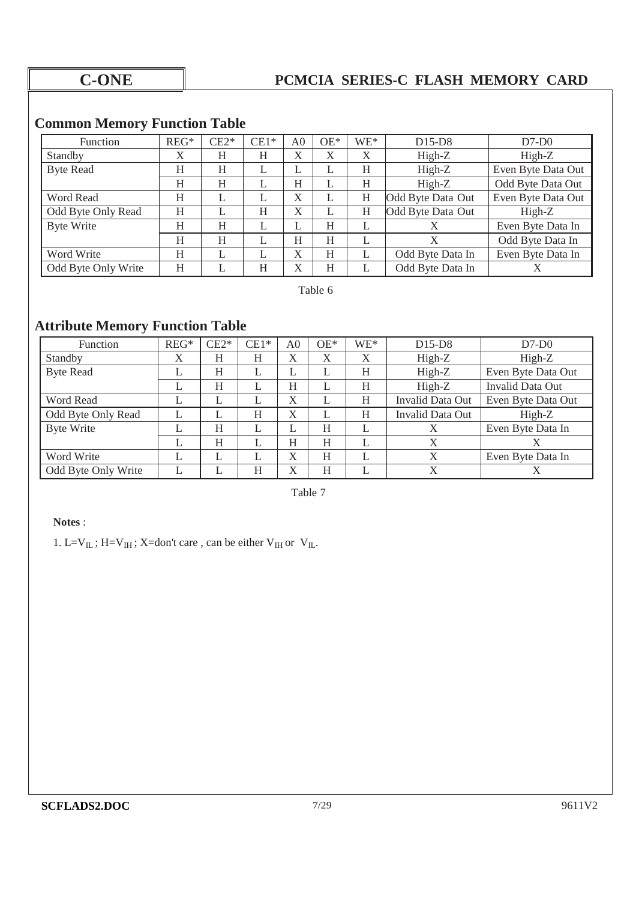## Common Memory Function Table

| Function | REG* | CE2* | CE1* | A0 | OE* | WE* | D15-D8 | D7-D0 |
|---|---|---|---|---|---|---|---|---|
| Standby | X | H | H | X | X | X | High-Z | High-Z |
| Byte Read | H | H | L | L | L | H | High-Z | Even Byte Data Out |
| | H | H | L | H | L | H | High-Z | Odd Byte Data Out |
| Word Read | H | L | L | X | L | H | Odd Byte Data Out | Even Byte Data Out |
| Odd Byte Only Read | H | L | H | X | L | H | Odd Byte Data Out | High-Z |
| Byte Write | H | H | L | L | H | L | X | Even Byte Data In |
| | H | H | L | H | H | L | X | Odd Byte Data In |
| Word Write | H | L | L | X | H | L | Odd Byte Data In | Even Byte Data In |
| Odd Byte Only Write | H | L | H | X | H | L | Odd Byte Data In | X |

Table 6

## Attribute Memory Function Table

| Function | REG* | CE2* | CE1* | A0 | OE* | WE* | D15-D8 | D7-D0 |
|---|---|---|---|---|---|---|---|---|
| Standby | X | H | H | X | X | X | High-Z | High-Z |
| Byte Read | L | H | L | L | L | H | High-Z | Even Byte Data Out |
| | L | H | L | H | L | H | High-Z | Invalid Data Out |
| Word Read | L | L | L | X | L | H | Invalid Data Out | Even Byte Data Out |
| Odd Byte Only Read | L | L | H | X | L | H | Invalid Data Out | High-Z |
| Byte Write | L | H | L | L | H | L | X | Even Byte Data In |
| | L | H | L | H | H | L | X | X |
| Word Write | L | L | L | X | H | L | X | Even Byte Data In |
| Odd Byte Only Write | L | L | H | X | H | L | X | X |

Table 7

**Notes** :

1. L=$V_{IL}$ ; H=$V_{IH}$ ; X=don't care , can be either $V_{IH}$ or $V_{IL}$.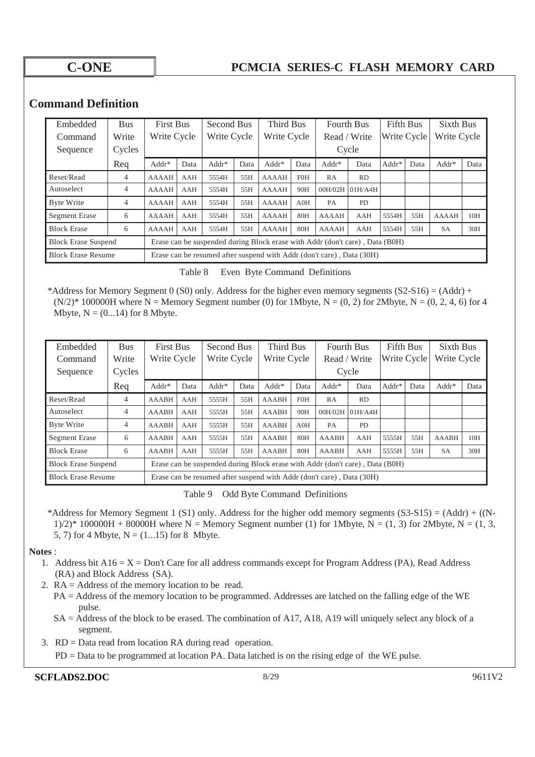## Command Definition

| Embedded Command Sequence | Bus Write Cycles | First Bus Write Cycle | | Second Bus Write Cycle | | Third Bus Write Cycle | | Fourth Bus Read / Write Cycle | | Fifth Bus Write Cycle | | Sixth Bus Write Cycle | |
|---|---|---|---|---|---|---|---|---|---|---|---|---|---|
| | Req | Addr* | Data | Addr* | Data | Addr* | Data | Addr* | Data | Addr* | Data | Addr* | Data |
| Reset/Read | 4 | AAAAH | AAH | 5554H | 55H | AAAAH | F0H | RA | RD | | | | |
| Autoselect | 4 | AAAAH | AAH | 5554H | 55H | AAAAH | 90H | 00H/02H | 01H/A4H | | | | |
| Byte Write | 4 | AAAAH | AAH | 5554H | 55H | AAAAH | A0H | PA | PD | | | | |
| Segment Erase | 6 | AAAAH | AAH | 5554H | 55H | AAAAH | 80H | AAAAH | AAH | 5554H | 55H | AAAAH | 10H |
| Block Erase | 6 | AAAAH | AAH | 5554H | 55H | AAAAH | 80H | AAAAH | AAH | 5554H | 55H | SA | 30H |
| Block Erase Suspend | | Erase can be suspended during Block erase with Addr (don't care) , Data (B0H) | | | | | | | | | | | |
| Block Erase Resume | | Erase can be resumed after suspend with Addr (don't care) , Data (30H) | | | | | | | | | | | |

Table 8 Even Byte Command Definitions

*Address for Memory Segment 0 (S0) only. Address for the higher even memory segments (S2-S16) = (Addr) + (N/2)* 100000H where N = Memory Segment number (0) for 1Mbyte, N = (0, 2) for 2Mbyte, N = (0, 2, 4, 6) for 4 Mbyte, N = (0...14) for 8 Mbyte.

| Embedded Command Sequence | Bus Write Cycles | First Bus Write Cycle | | Second Bus Write Cycle | | Third Bus Write Cycle | | Fourth Bus Read / Write Cycle | | Fifth Bus Write Cycle | | Sixth Bus Write Cycle | |
|---|---|---|---|---|---|---|---|---|---|---|---|---|---|
| | Req | Addr* | Data | Addr* | Data | Addr* | Data | Addr* | Data | Addr* | Data | Addr* | Data |
| Reset/Read | 4 | AAABH | AAH | 5555H | 55H | AAABH | F0H | RA | RD | | | | |
| Autoselect | 4 | AAABH | AAH | 5555H | 55H | AAABH | 90H | 00H/02H | 01H/A4H | | | | |
| Byte Write | 4 | AAABH | AAH | 5555H | 55H | AAABH | A0H | PA | PD | | | | |
| Segment Erase | 6 | AAABH | AAH | 5555H | 55H | AAABH | 80H | AAABH | AAH | 5555H | 55H | AAABH | 10H |
| Block Erase | 6 | AAABH | AAH | 5555H | 55H | AAABH | 80H | AAABH | AAH | 5555H | 55H | SA | 30H |
| Block Erase Suspend | | Erase can be suspended during Block erase with Addr (don't care) , Data (B0H) | | | | | | | | | | | |
| Block Erase Resume | | Erase can be resumed after suspend with Addr (don't care) , Data (30H) | | | | | | | | | | | |

Table 9 Odd Byte Command Definitions

*Address for Memory Segment 1 (S1) only. Address for the higher odd memory segments (S3-S15) = (Addr) + ((N-1)/2)* 100000H + 80000H where N = Memory Segment number (1) for 1Mbyte, N = (1, 3) for 2Mbyte, N = (1, 3, 5, 7) for 4 Mbyte, N = (1...15) for 8 Mbyte.

**Notes** :

1. Address bit A16 = X = Don't Care for all address commands except for Program Address (PA), Read Address (RA) and Block Address (SA).
2. RA = Address of the memory location to be read.
   PA = Address of the memory location to be programmed. Addresses are latched on the falling edge of the WE pulse.
   SA = Address of the block to be erased. The combination of A17, A18, A19 will uniquely select any block of a segment.
3. RD = Data read from location RA during read operation.
   PD = Data to be programmed at location PA. Data latched is on the rising edge of the WE pulse.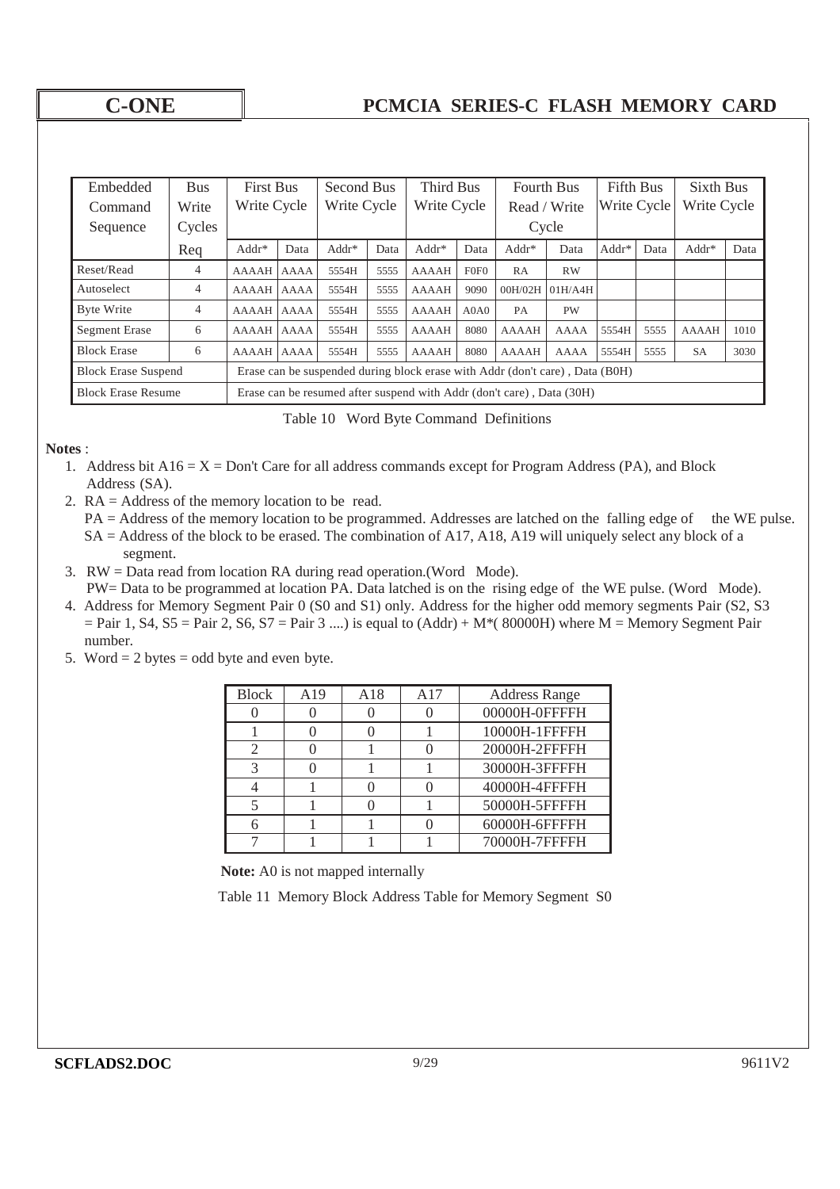| Embedded Command Sequence | Bus Write Cycles Req | First Bus Write Cycle | | Second Bus Write Cycle | | Third Bus Write Cycle | | Fourth Bus Read / Write Cycle | | Fifth Bus Write Cycle | | Sixth Bus Write Cycle | |
|---|---|---|---|---|---|---|---|---|---|---|---|---|---|
| | | Addr* | Data | Addr* | Data | Addr* | Data | Addr* | Data | Addr* | Data | Addr* | Data |
| Reset/Read | 4 | AAAAH | AAAA | 5554H | 5555 | AAAAH | F0F0 | RA | RW | | | | |
| Autoselect | 4 | AAAAH | AAAA | 5554H | 5555 | AAAAH | 9090 | 00H/02H | 01H/A4H | | | | |
| Byte Write | 4 | AAAAH | AAAA | 5554H | 5555 | AAAAH | A0A0 | PA | PW | | | | |
| Segment Erase | 6 | AAAAH | AAAA | 5554H | 5555 | AAAAH | 8080 | AAAAH | AAAA | 5554H | 5555 | AAAAH | 1010 |
| Block Erase | 6 | AAAAH | AAAA | 5554H | 5555 | AAAAH | 8080 | AAAAH | AAAA | 5554H | 5555 | SA | 3030 |
| Block Erase Suspend | | Erase can be suspended during block erase with Addr (don't care) , Data (B0H) | | | | | | | | | | | |
| Block Erase Resume | | Erase can be resumed after suspend with Addr (don't care) , Data (30H) | | | | | | | | | | | |

Table 10 Word Byte Command Definitions

**Notes** :

1. Address bit A16 = X = Don't Care for all address commands except for Program Address (PA), and Block Address (SA).
2. RA = Address of the memory location to be read.
   PA = Address of the memory location to be programmed. Addresses are latched on the falling edge of the WE pulse.
   SA = Address of the block to be erased. The combination of A17, A18, A19 will uniquely select any block of a segment.
3. RW = Data read from location RA during read operation.(Word Mode).
   PW= Data to be programmed at location PA. Data latched is on the rising edge of the WE pulse. (Word Mode).
4. Address for Memory Segment Pair 0 (S0 and S1) only. Address for the higher odd memory segments Pair (S2, S3 = Pair 1, S4, S5 = Pair 2, S6, S7 = Pair 3 ....) is equal to (Addr) + M*( 80000H) where M = Memory Segment Pair number.
5. Word = 2 bytes = odd byte and even byte.

| Block | A19 | A18 | A17 | Address Range |
|---|---|---|---|---|
| 0 | 0 | 0 | 0 | 00000H-0FFFFH |
| 1 | 0 | 0 | 1 | 10000H-1FFFFH |
| 2 | 0 | 1 | 0 | 20000H-2FFFFH |
| 3 | 0 | 1 | 1 | 30000H-3FFFFH |
| 4 | 1 | 0 | 0 | 40000H-4FFFFH |
| 5 | 1 | 0 | 1 | 50000H-5FFFFH |
| 6 | 1 | 1 | 0 | 60000H-6FFFFH |
| 7 | 1 | 1 | 1 | 70000H-7FFFFH |

**Note:** A0 is not mapped internally

Table 11 Memory Block Address Table for Memory Segment S0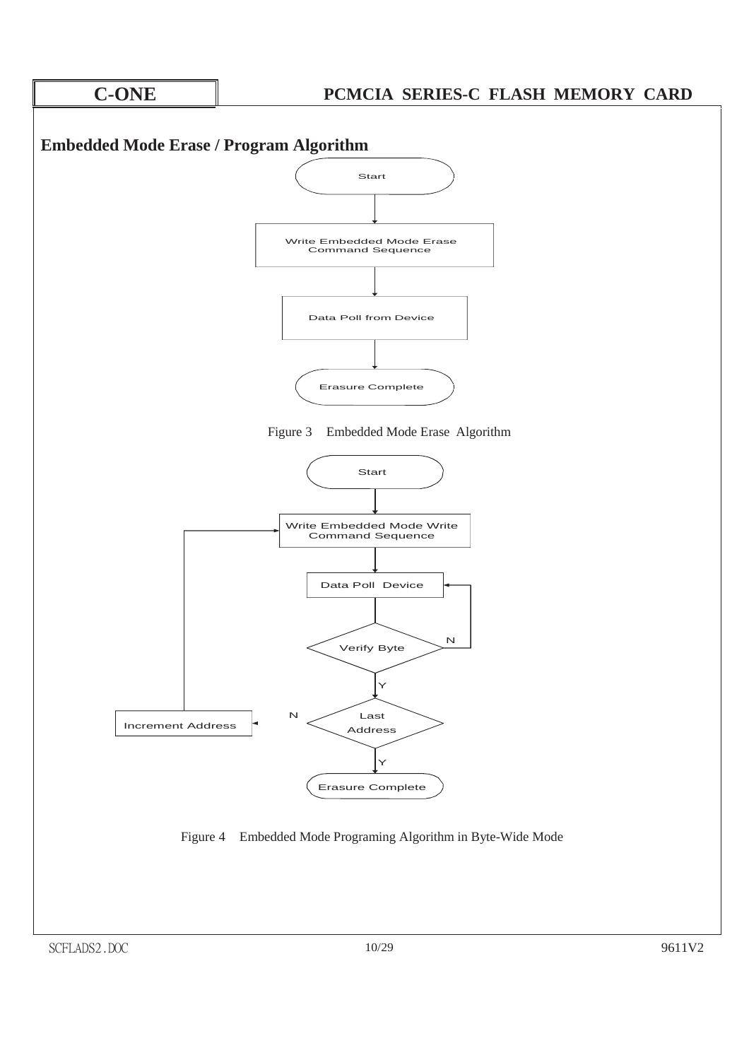## Embedded Mode Erase / Program Algorithm

Start

Write Embedded Mode Erase Command Sequence

Data Poll from Device

Erasure Complete

Figure 3 Embedded Mode Erase Algorithm

Start

Write Embedded Mode Write Command Sequence

Data Poll Device

Verify Byte

N

Y

Last Address

N

Increment Address

Y

Erasure Complete

Figure 4 Embedded Mode Programing Algorithm in Byte-Wide Mode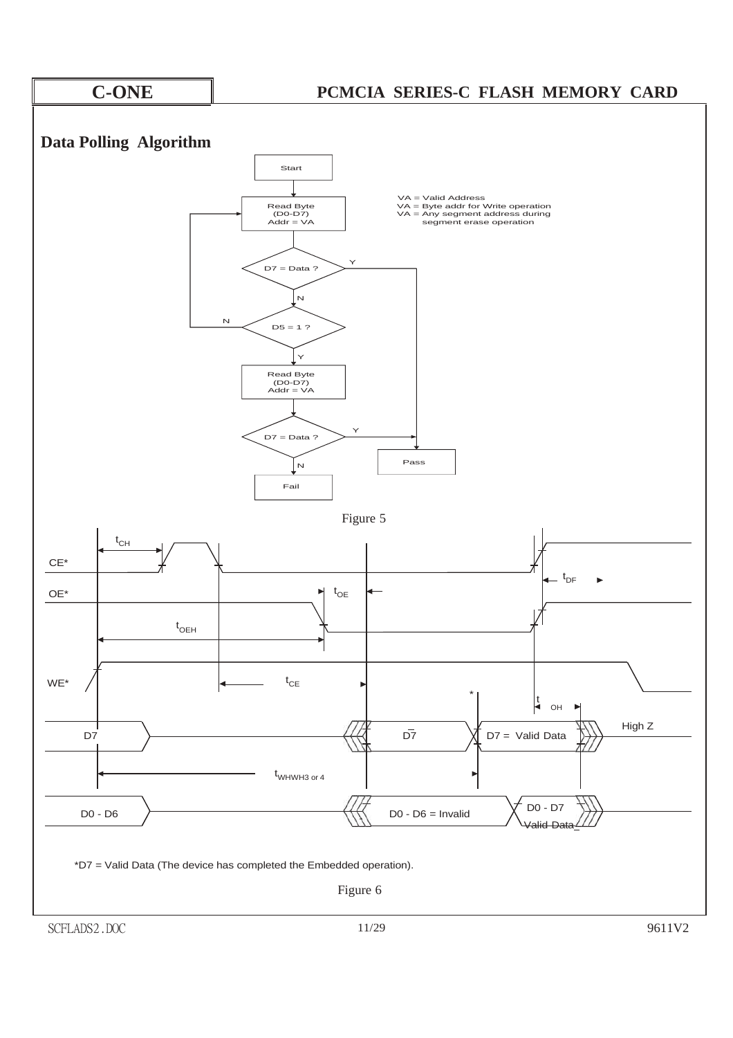## Data Polling Algorithm

Start

Read Byte (D0-D7) Addr = VA

VA = Valid Address
VA = Byte addr for Write operation
VA = Any segment address during segment erase operation

D7 = Data ? — Y → Pass; N ↓

D5 = 1 ? — N → back to Read Byte; Y ↓

Read Byte (D0-D7) Addr = VA

D7 = Data ? — Y → Pass; N → Fail

Figure 5

CE*, OE*, WE*, D7, D0 - D6

$t_{CH}$, $t_{OE}$, $t_{DF}$, $t_{OEH}$, $t_{CE}$, $t_{OH}$, $t_{WHWH3\ or\ 4}$

D7: $\overline{D7}$ → D7 = Valid Data → High Z

D0 - D6: D0 - D6 = Invalid → D0 - D7 Valid Data

*D7 = Valid Data (The device has completed the Embedded operation).

Figure 6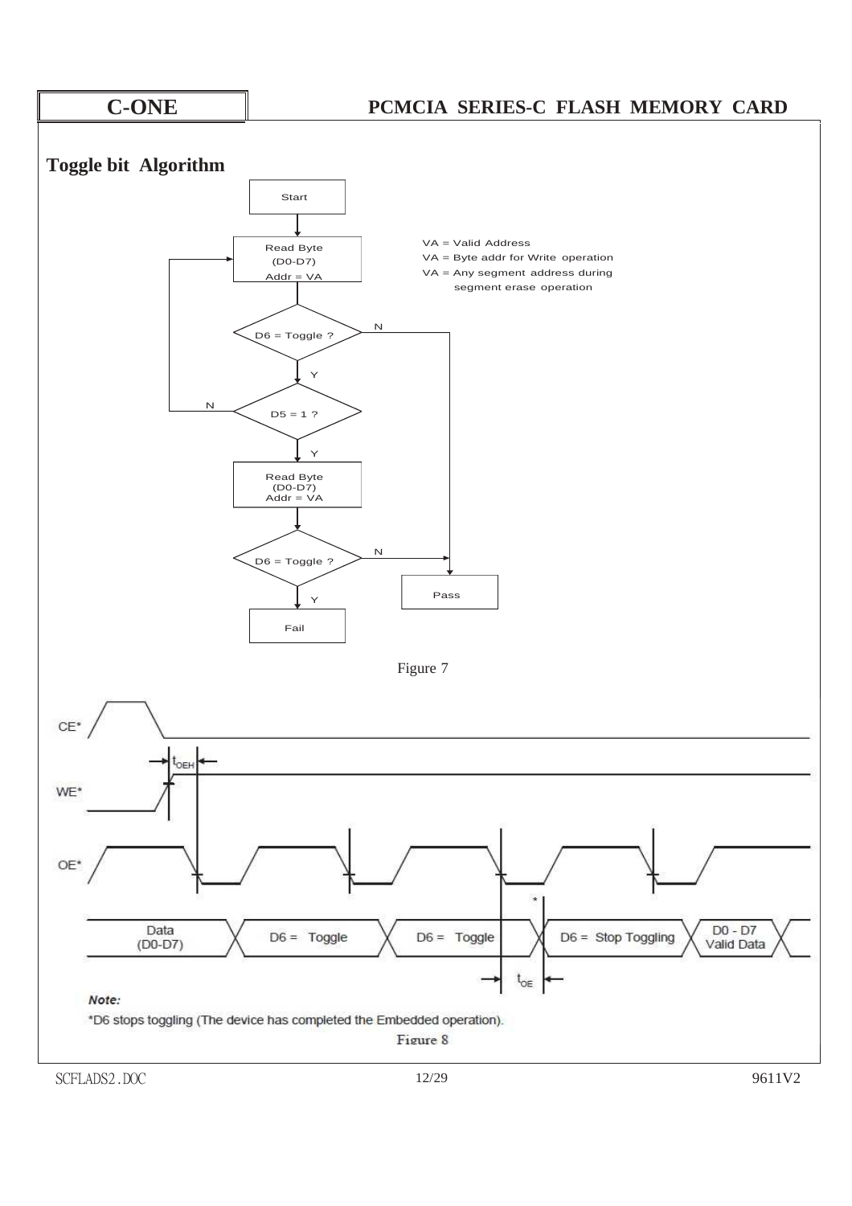## Toggle bit Algorithm

Start

Read Byte (D0-D7) Addr = VA

VA = Valid Address
VA = Byte addr for Write operation
VA = Any segment address during segment erase operation

D6 = Toggle ? — N → Pass; Y ↓

D5 = 1 ? — N → Read Byte (D0-D7) Addr = VA; Y ↓

Read Byte (D0-D7) Addr = VA

D6 = Toggle ? — N → Pass; Y → Fail

Figure 7

CE*

WE*

OE*

$t_{OEH}$

Data (D0-D7) | D6 = Toggle | D6 = Toggle | * | D6 = Stop Toggling | D0 - D7 Valid Data

$t_{OE}$

*Note:*

*D6 stops toggling (The device has completed the Embedded operation).

Figure 8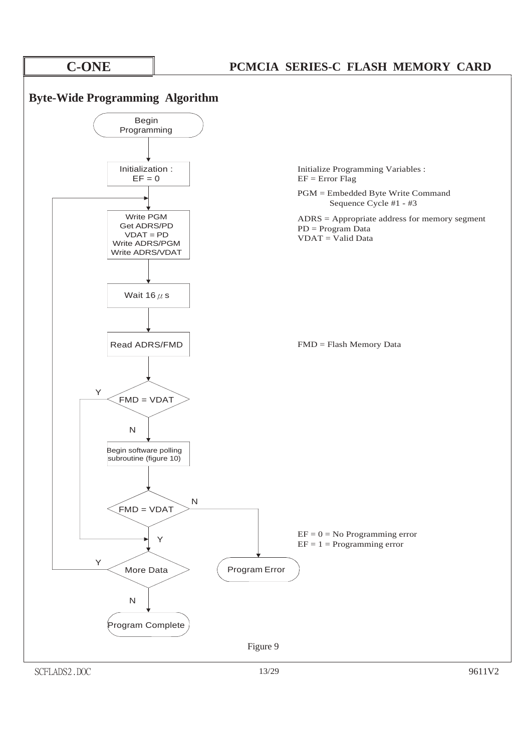## Byte-Wide Programming Algorithm

Begin Programming

Initialization : EF = 0

Write PGM
Get ADRS/PD
VDAT = PD
Write ADRS/PGM
Write ADRS/VDAT

Wait 16 $\mu$ s

Read ADRS/FMD

FMD = VDAT (Y / N)

Begin software polling subroutine (figure 10)

FMD = VDAT (Y / N)

More Data (Y / N)

Program Error

Program Complete

Initialize Programming Variables :
EF = Error Flag

PGM = Embedded Byte Write Command Sequence Cycle #1 - #3

ADRS = Appropriate address for memory segment
PD = Program Data
VDAT = Valid Data

FMD = Flash Memory Data

EF = 0 = No Programming error
EF = 1 = Programming error

Figure 9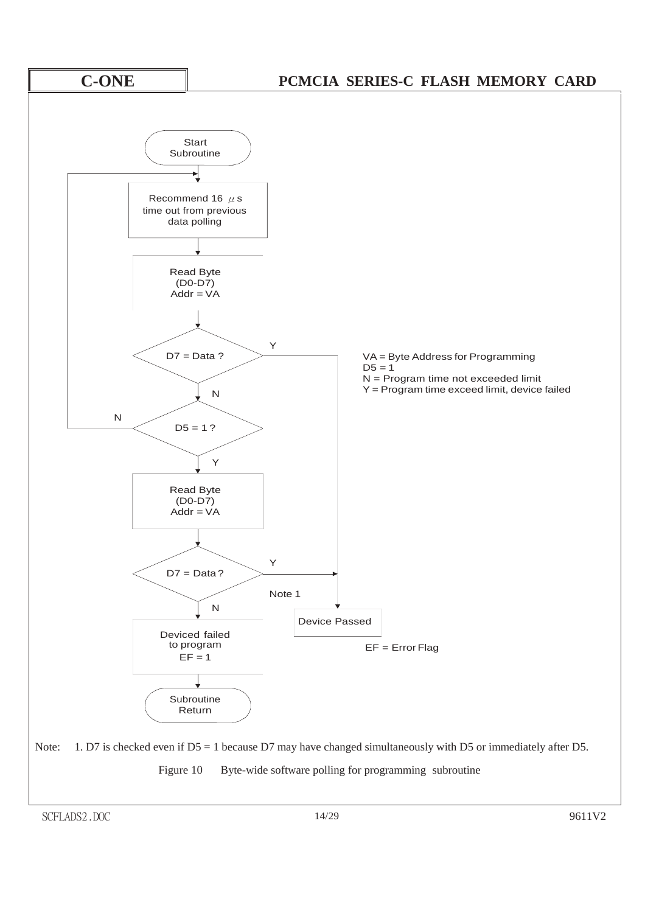Start Subroutine

Recommend 16 μs time out from previous data polling

Read Byte (D0-D7) Addr = VA

D7 = Data ? — Y → Device Passed; N ↓

D5 = 1 ? — N → (loop back to timeout); Y ↓

Read Byte (D0-D7) Addr = VA

D7 = Data ? — Y → Device Passed (Note 1); N ↓

Deviced failed to program EF = 1

Subroutine Return

VA = Byte Address for Programming
D5 = 1
N = Program time not exceeded limit
Y = Program time exceed limit, device failed

EF = Error Flag

Note: 1. D7 is checked even if D5 = 1 because D7 may have changed simultaneously with D5 or immediately after D5.

Figure 10 Byte-wide software polling for programming subroutine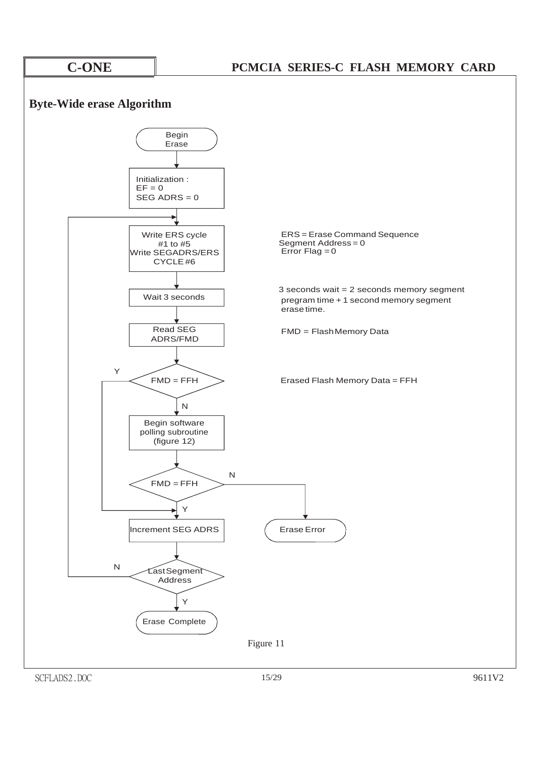## Byte-Wide erase Algorithm

Begin Erase

Initialization :
EF = 0
SEG ADRS = 0

Write ERS cycle #1 to #5
Write SEGADRS/ERS CYCLE #6

ERS = Erase Command Sequence
Segment Address = 0
Error Flag = 0

Wait 3 seconds

3 seconds wait = 2 seconds memory segment pregram time + 1 second memory segment erase time.

Read SEG ADRS/FMD

FMD = Flash Memory Data

FMD = FFH

Erased Flash Memory Data = FFH

Y / N

Begin software polling subroutine (figure 12)

FMD = FFH

N → Erase Error

Y

Increment SEG ADRS

Last Segment Address

N / Y

Erase Complete

Figure 11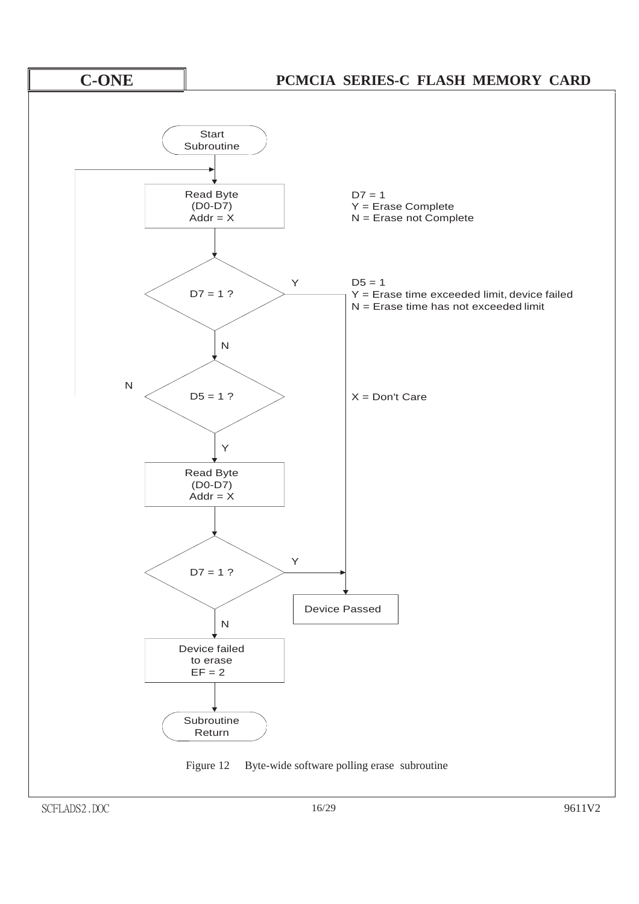Start Subroutine

Read Byte (D0-D7) Addr = X

D7 = 1
Y = Erase Complete
N = Erase not Complete

D7 = 1 ?

D5 = 1
Y = Erase time exceeded limit, device failed
N = Erase time has not exceeded limit

D5 = 1 ?

X = Don't Care

Read Byte (D0-D7) Addr = X

D7 = 1 ?

Device Passed

Device failed to erase EF = 2

Subroutine Return

Figure 12 Byte-wide software polling erase subroutine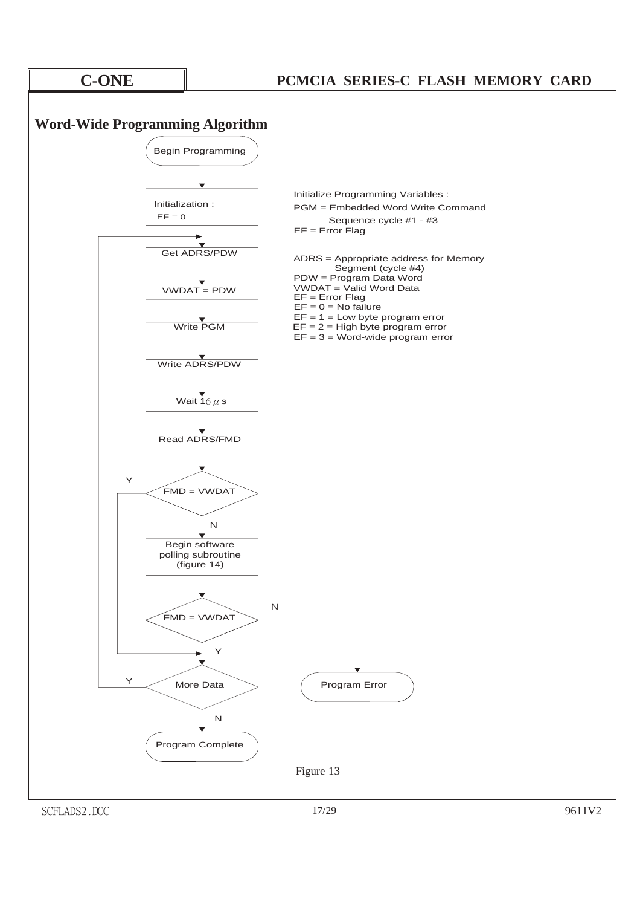## Word-Wide Programming Algorithm

Begin Programming

Initialization :
EF = 0

Get ADRS/PDW

VWDAT = PDW

Write PGM

Write ADRS/PDW

Wait 16 $\mu$s

Read ADRS/FMD

FMD = VWDAT (Y / N)

Begin software polling subroutine (figure 14)

FMD = VWDAT (Y / N)

More Data (Y / N)

Program Error

Program Complete

Initialize Programming Variables :
PGM = Embedded Word Write Command Sequence cycle #1 - #3
EF = Error Flag

ADRS = Appropriate address for Memory Segment (cycle #4)
PDW = Program Data Word
VWDAT = Valid Word Data
EF = Error Flag
EF = 0 = No failure
EF = 1 = Low byte program error
EF = 2 = High byte program error
EF = 3 = Word-wide program error

Figure 13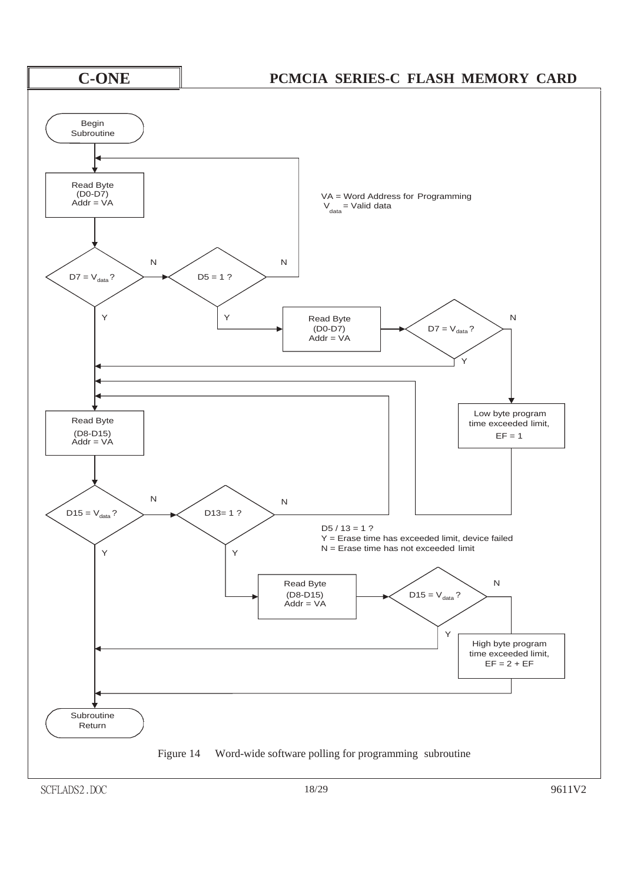Begin Subroutine

Read Byte (D0-D7) Addr = VA

VA = Word Address for Programming
$V_{data}$ = Valid data

$D7 = V_{data}$ ? — N → D5 = 1 ? — N → (back to Read Byte (D0-D7))

D5 = 1 ? — Y → Read Byte (D0-D7) Addr = VA → $D7 = V_{data}$ ? — Y → Read Byte (D8-D15); N → Low byte program time exceeded limit, EF = 1

Read Byte (D8-D15) Addr = VA

$D15 = V_{data}$ ? — N → D13= 1 ? — N → (back to Read Byte (D8-D15))

D5 / 13 = 1 ?
Y = Erase time has exceeded limit, device failed
N = Erase time has not exceeded limit

D13= 1 ? — Y → Read Byte (D8-D15) Addr = VA → $D15 = V_{data}$ ? — Y → Subroutine Return; N → High byte program time exceeded limit, EF = 2 + EF

Subroutine Return

Figure 14 Word-wide software polling for programming subroutine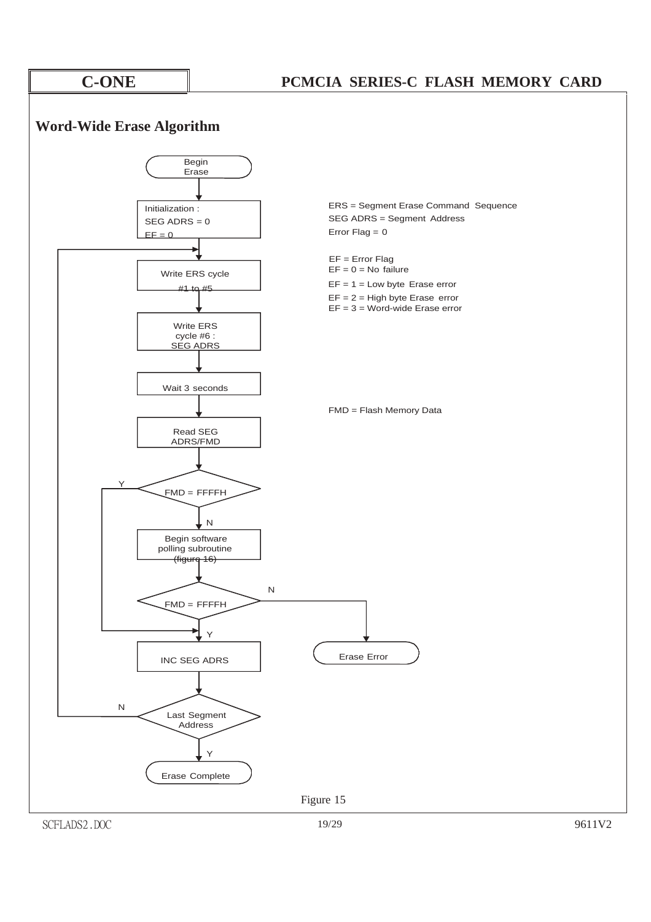## Word-Wide Erase Algorithm

```
Begin Erase
    |
Initialization :
SEG ADRS = 0
EF = 0
    |
    |<------------------------------------------+
    |                                           |
Write ERS cycle #1 to #5                        |
    |                                           |
Write ERS cycle #6 : SEG ADRS                   |
    |                                           |
Wait 3 seconds                                  |
    |                                           |
Read SEG ADRS/FMD                               |
    |                                           |
< FMD = FFFFH > --Y--+                          |
    | N              |                          |
Begin software       |                          |
polling subroutine   |                          |
(figure 16)          |                          |
    |                |                          |
< FMD = FFFFH > --N--|--------> Erase Error     |
    | Y              |                          |
    |<---------------+                          |
INC SEG ADRS                                    |
    |                                           |
< Last Segment Address > --N--------------------+
    | Y
Erase Complete
```

ERS = Segment Erase Command Sequence
SEG ADRS = Segment Address
Error Flag = 0

EF = Error Flag
EF = 0 = No failure
EF = 1 = Low byte Erase error
EF = 2 = High byte Erase error
EF = 3 = Word-wide Erase error

FMD = Flash Memory Data

Figure 15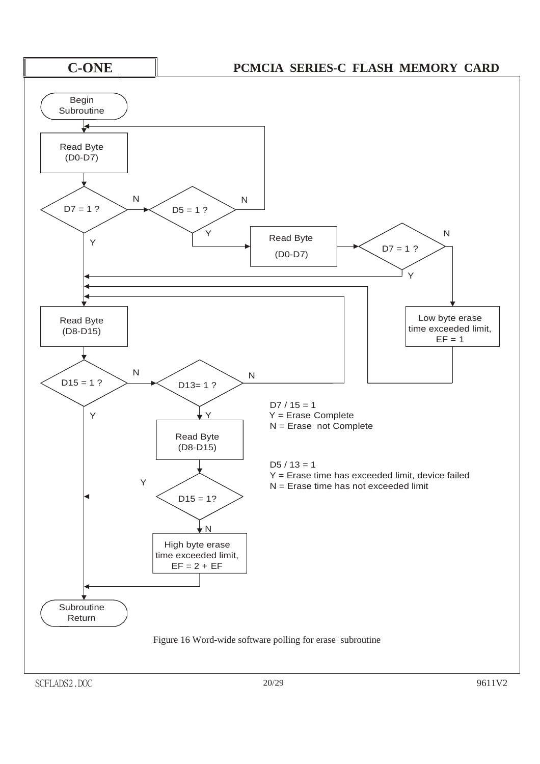Begin Subroutine

Read Byte (D0-D7)

D7 = 1 ?

N

D5 = 1 ?

N

Y

Y

Read Byte (D0-D7)

D7 = 1 ?

N

Y

Low byte erase time exceeded limit, EF = 1

Read Byte (D8-D15)

D15 = 1 ?

N

D13= 1 ?

N

Y

Y

D7 / 15 = 1
Y = Erase Complete
N = Erase not Complete

Read Byte (D8-D15)

D5 / 13 = 1
Y = Erase time has exceeded limit, device failed
N = Erase time has not exceeded limit

Y

D15 = 1?

N

High byte erase time exceeded limit, EF = 2 + EF

Subroutine Return

Figure 16 Word-wide software polling for erase subroutine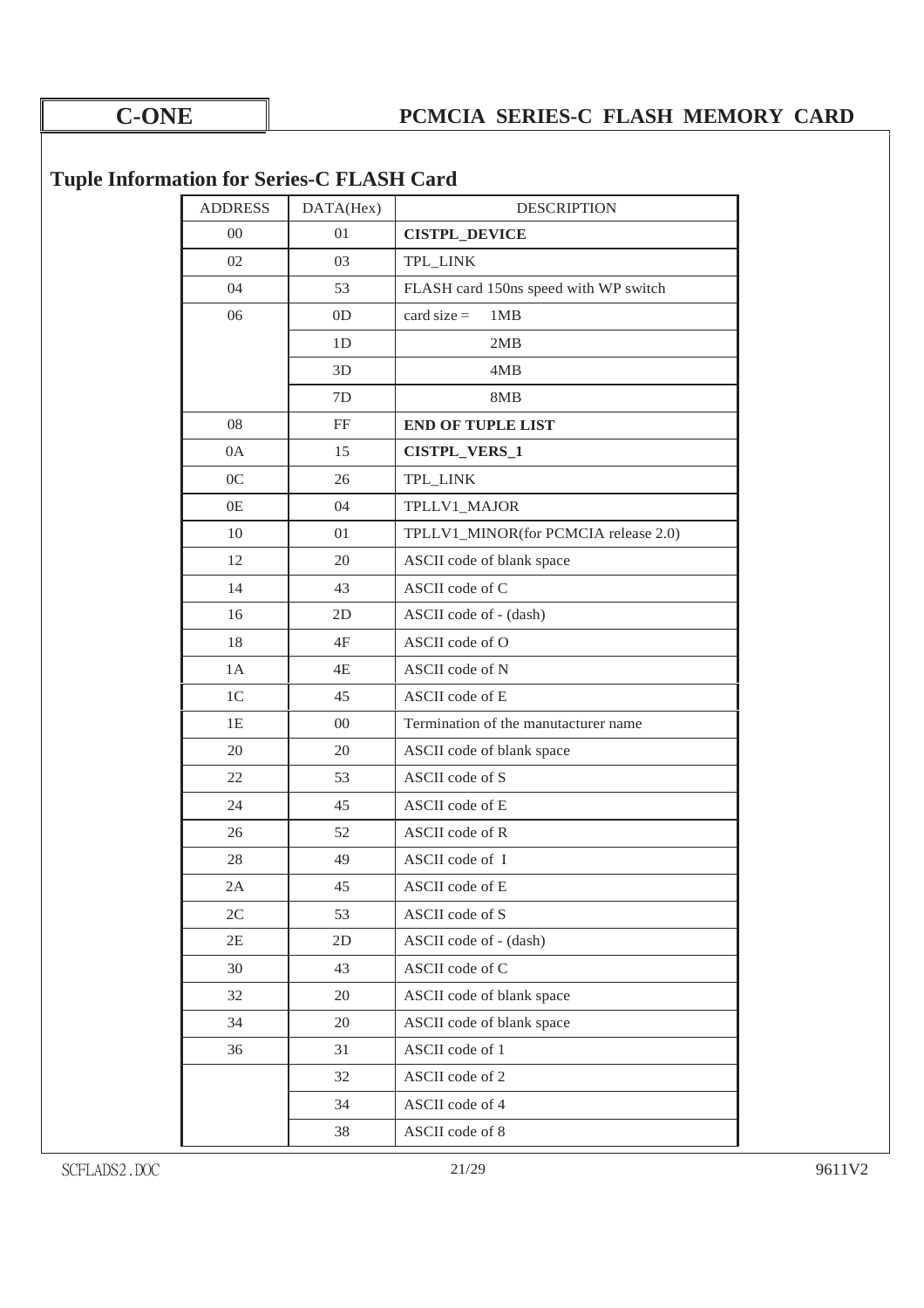## Tuple Information for Series-C FLASH Card

| ADDRESS | DATA(Hex) | DESCRIPTION |
| --- | --- | --- |
| 00 | 01 | **CISTPL_DEVICE** |
| 02 | 03 | TPL_LINK |
| 04 | 53 | FLASH card 150ns speed with WP switch |
| 06 | 0D | card size = 1MB |
| | 1D | 2MB |
| | 3D | 4MB |
| | 7D | 8MB |
| 08 | FF | **END OF TUPLE LIST** |
| 0A | 15 | **CISTPL_VERS_1** |
| 0C | 26 | TPL_LINK |
| 0E | 04 | TPLLV1_MAJOR |
| 10 | 01 | TPLLV1_MINOR(for PCMCIA release 2.0) |
| 12 | 20 | ASCII code of blank space |
| 14 | 43 | ASCII code of C |
| 16 | 2D | ASCII code of - (dash) |
| 18 | 4F | ASCII code of O |
| 1A | 4E | ASCII code of N |
| 1C | 45 | ASCII code of E |
| 1E | 00 | Termination of the manutacturer name |
| 20 | 20 | ASCII code of blank space |
| 22 | 53 | ASCII code of S |
| 24 | 45 | ASCII code of E |
| 26 | 52 | ASCII code of R |
| 28 | 49 | ASCII code of I |
| 2A | 45 | ASCII code of E |
| 2C | 53 | ASCII code of S |
| 2E | 2D | ASCII code of - (dash) |
| 30 | 43 | ASCII code of C |
| 32 | 20 | ASCII code of blank space |
| 34 | 20 | ASCII code of blank space |
| 36 | 31 | ASCII code of 1 |
| | 32 | ASCII code of 2 |
| | 34 | ASCII code of 4 |
| | 38 | ASCII code of 8 |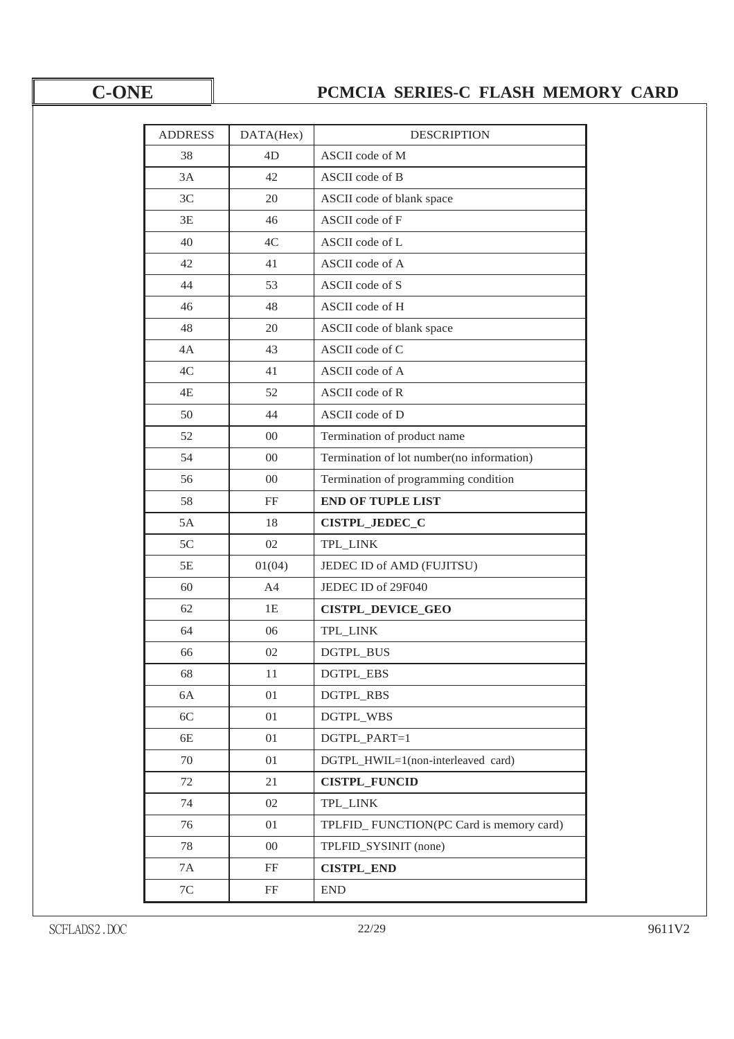| ADDRESS | DATA(Hex) | DESCRIPTION |
|---|---|---|
| 38 | 4D | ASCII code of M |
| 3A | 42 | ASCII code of B |
| 3C | 20 | ASCII code of blank space |
| 3E | 46 | ASCII code of F |
| 40 | 4C | ASCII code of L |
| 42 | 41 | ASCII code of A |
| 44 | 53 | ASCII code of S |
| 46 | 48 | ASCII code of H |
| 48 | 20 | ASCII code of blank space |
| 4A | 43 | ASCII code of C |
| 4C | 41 | ASCII code of A |
| 4E | 52 | ASCII code of R |
| 50 | 44 | ASCII code of D |
| 52 | 00 | Termination of product name |
| 54 | 00 | Termination of lot number(no information) |
| 56 | 00 | Termination of programming condition |
| 58 | FF | **END OF TUPLE LIST** |
| 5A | 18 | **CISTPL_JEDEC_C** |
| 5C | 02 | TPL_LINK |
| 5E | 01(04) | JEDEC ID of AMD (FUJITSU) |
| 60 | A4 | JEDEC ID of 29F040 |
| 62 | 1E | **CISTPL_DEVICE_GEO** |
| 64 | 06 | TPL_LINK |
| 66 | 02 | DGTPL_BUS |
| 68 | 11 | DGTPL_EBS |
| 6A | 01 | DGTPL_RBS |
| 6C | 01 | DGTPL_WBS |
| 6E | 01 | DGTPL_PART=1 |
| 70 | 01 | DGTPL_HWIL=1(non-interleaved card) |
| 72 | 21 | **CISTPL_FUNCID** |
| 74 | 02 | TPL_LINK |
| 76 | 01 | TPLFID_ FUNCTION(PC Card is memory card) |
| 78 | 00 | TPLFID_SYSINIT (none) |
| 7A | FF | **CISTPL_END** |
| 7C | FF | END |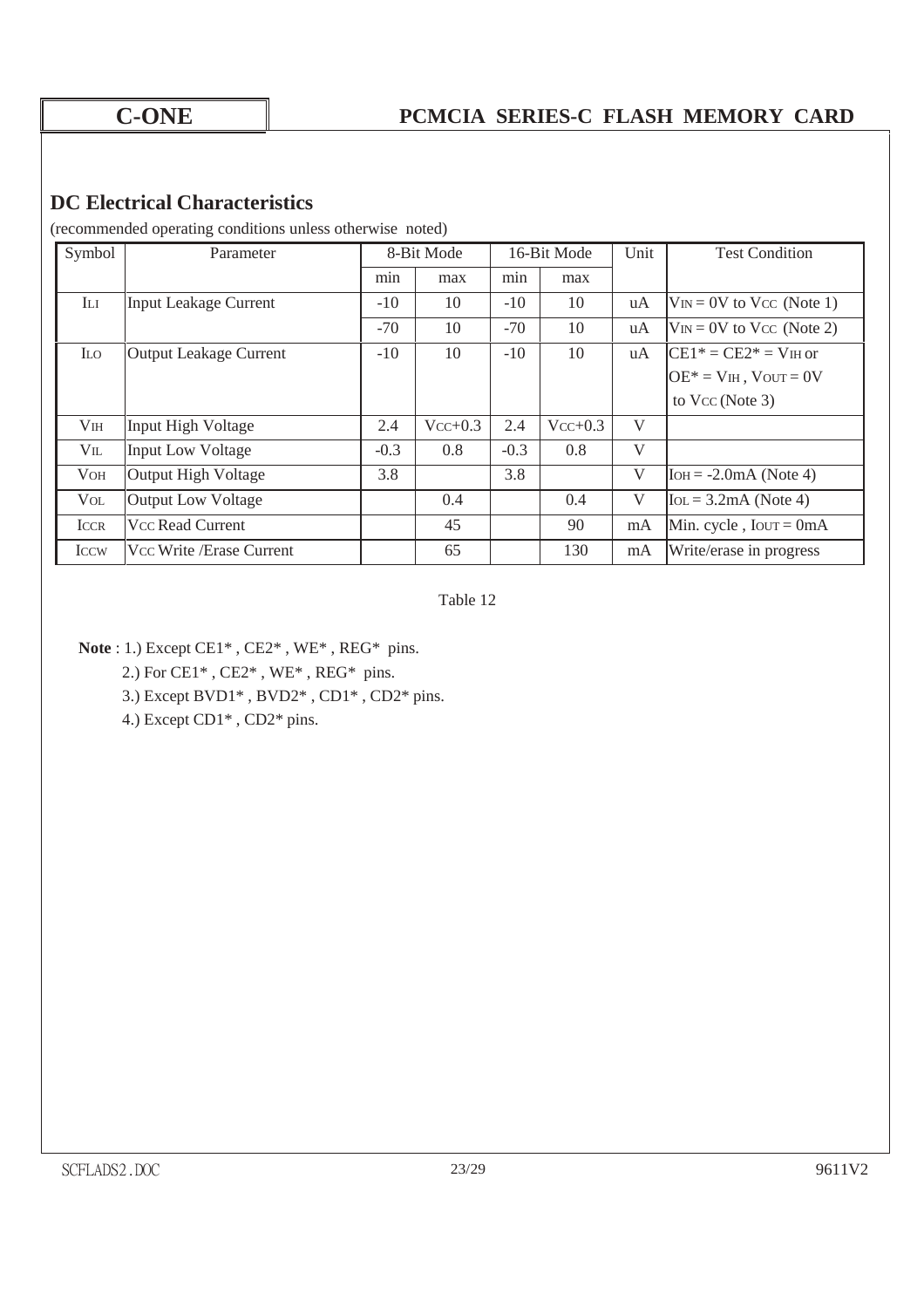## DC Electrical Characteristics

(recommended operating conditions unless otherwise noted)

| Symbol | Parameter | 8-Bit Mode | | 16-Bit Mode | | Unit | Test Condition |
|---|---|---|---|---|---|---|---|
| | | min | max | min | max | | |
| $I_{LI}$ | Input Leakage Current | -10 | 10 | -10 | 10 | uA | $V_{IN}$ = 0V to $V_{CC}$ (Note 1) |
| | | -70 | 10 | -70 | 10 | uA | $V_{IN}$ = 0V to $V_{CC}$ (Note 2) |
| $I_{LO}$ | Output Leakage Current | -10 | 10 | -10 | 10 | uA | CE1* = CE2* = $V_{IH}$ or OE* = $V_{IH}$ , $V_{OUT}$ = 0V to $V_{CC}$ (Note 3) |
| $V_{IH}$ | Input High Voltage | 2.4 | $V_{CC}$+0.3 | 2.4 | $V_{CC}$+0.3 | V | |
| $V_{IL}$ | Input Low Voltage | -0.3 | 0.8 | -0.3 | 0.8 | V | |
| $V_{OH}$ | Output High Voltage | 3.8 | | 3.8 | | V | $I_{OH}$ = -2.0mA (Note 4) |
| $V_{OL}$ | Output Low Voltage | | 0.4 | | 0.4 | V | $I_{OL}$ = 3.2mA (Note 4) |
| $I_{CCR}$ | $V_{CC}$ Read Current | | 45 | | 90 | mA | Min. cycle , $I_{OUT}$ = 0mA |
| $I_{CCW}$ | $V_{CC}$ Write /Erase Current | | 65 | | 130 | mA | Write/erase in progress |

Table 12

**Note** : 1.) Except CE1* , CE2* , WE* , REG* pins.

2.) For CE1* , CE2* , WE* , REG* pins.

3.) Except BVD1* , BVD2* , CD1* , CD2* pins.

4.) Except CD1* , CD2* pins.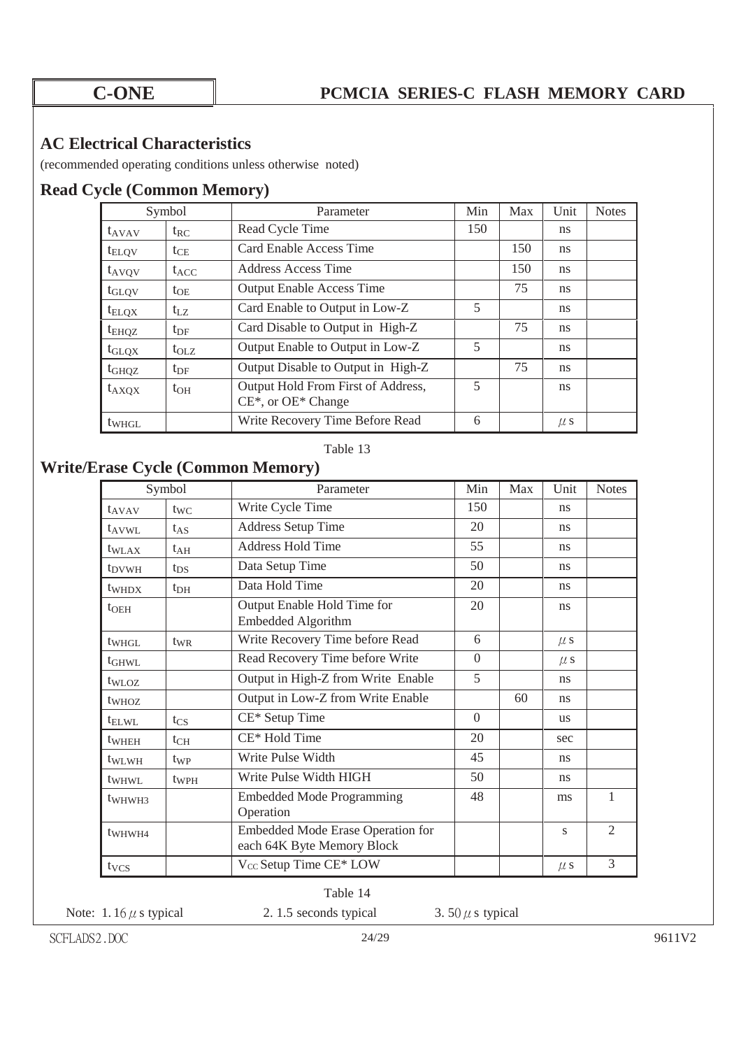## AC Electrical Characteristics

(recommended operating conditions unless otherwise noted)

## Read Cycle (Common Memory)

| Symbol | | Parameter | Min | Max | Unit | Notes |
|---|---|---|---|---|---|---|
| $t_{AVAV}$ | $t_{RC}$ | Read Cycle Time | 150 | | ns | |
| $t_{ELQV}$ | $t_{CE}$ | Card Enable Access Time | | 150 | ns | |
| $t_{AVQV}$ | $t_{ACC}$ | Address Access Time | | 150 | ns | |
| $t_{GLQV}$ | $t_{OE}$ | Output Enable Access Time | | 75 | ns | |
| $t_{ELQX}$ | $t_{LZ}$ | Card Enable to Output in Low-Z | 5 | | ns | |
| $t_{EHQZ}$ | $t_{DF}$ | Card Disable to Output in High-Z | | 75 | ns | |
| $t_{GLQX}$ | $t_{OLZ}$ | Output Enable to Output in Low-Z | 5 | | ns | |
| $t_{GHQZ}$ | $t_{DF}$ | Output Disable to Output in High-Z | | 75 | ns | |
| $t_{AXQX}$ | $t_{OH}$ | Output Hold From First of Address, CE*, or OE* Change | 5 | | ns | |
| $t_{WHGL}$ | | Write Recovery Time Before Read | 6 | | $\mu$s | |

Table 13

## Write/Erase Cycle (Common Memory)

| Symbol | | Parameter | Min | Max | Unit | Notes |
|---|---|---|---|---|---|---|
| $t_{AVAV}$ | $t_{WC}$ | Write Cycle Time | 150 | | ns | |
| $t_{AVWL}$ | $t_{AS}$ | Address Setup Time | 20 | | ns | |
| $t_{WLAX}$ | $t_{AH}$ | Address Hold Time | 55 | | ns | |
| $t_{DVWH}$ | $t_{DS}$ | Data Setup Time | 50 | | ns | |
| $t_{WHDX}$ | $t_{DH}$ | Data Hold Time | 20 | | ns | |
| $t_{OEH}$ | | Output Enable Hold Time for Embedded Algorithm | 20 | | ns | |
| $t_{WHGL}$ | $t_{WR}$ | Write Recovery Time before Read | 6 | | $\mu$s | |
| $t_{GHWL}$ | | Read Recovery Time before Write | 0 | | $\mu$s | |
| $t_{WLOZ}$ | | Output in High-Z from Write Enable | 5 | | ns | |
| $t_{WHOZ}$ | | Output in Low-Z from Write Enable | | 60 | ns | |
| $t_{ELWL}$ | $t_{CS}$ | CE* Setup Time | 0 | | us | |
| $t_{WHEH}$ | $t_{CH}$ | CE* Hold Time | 20 | | sec | |
| $t_{WLWH}$ | $t_{WP}$ | Write Pulse Width | 45 | | ns | |
| $t_{WHWL}$ | $t_{WPH}$ | Write Pulse Width HIGH | 50 | | ns | |
| $t_{WHWH3}$ | | Embedded Mode Programming Operation | 48 | | ms | 1 |
| $t_{WHWH4}$ | | Embedded Mode Erase Operation for each 64K Byte Memory Block | | | s | 2 |
| $t_{VCS}$ | | $V_{CC}$ Setup Time CE* LOW | | | $\mu$s | 3 |

Table 14

Note: 1. 16 $\mu$s typical 2. 1.5 seconds typical 3. 50 $\mu$s typical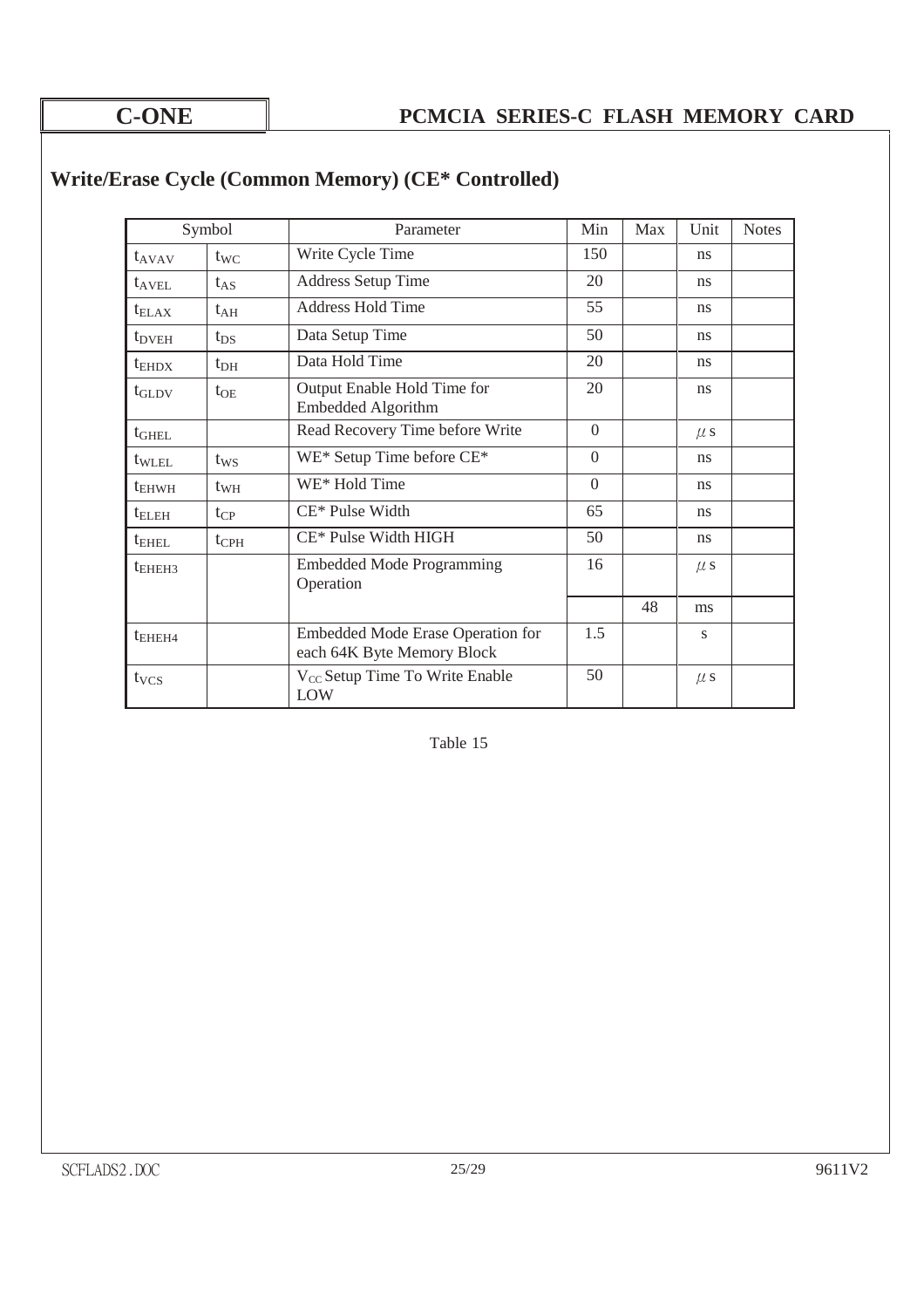## Write/Erase Cycle (Common Memory) (CE* Controlled)

| Symbol | | Parameter | Min | Max | Unit | Notes |
|---|---|---|---|---|---|---|
| $t_{AVAV}$ | $t_{WC}$ | Write Cycle Time | 150 | | ns | |
| $t_{AVEL}$ | $t_{AS}$ | Address Setup Time | 20 | | ns | |
| $t_{ELAX}$ | $t_{AH}$ | Address Hold Time | 55 | | ns | |
| $t_{DVEH}$ | $t_{DS}$ | Data Setup Time | 50 | | ns | |
| $t_{EHDX}$ | $t_{DH}$ | Data Hold Time | 20 | | ns | |
| $t_{GLDV}$ | $t_{OE}$ | Output Enable Hold Time for Embedded Algorithm | 20 | | ns | |
| $t_{GHEL}$ | | Read Recovery Time before Write | 0 | | $\mu s$ | |
| $t_{WLEL}$ | $t_{WS}$ | WE* Setup Time before CE* | 0 | | ns | |
| $t_{EHWH}$ | $t_{WH}$ | WE* Hold Time | 0 | | ns | |
| $t_{ELEH}$ | $t_{CP}$ | CE* Pulse Width | 65 | | ns | |
| $t_{EHEL}$ | $t_{CPH}$ | CE* Pulse Width HIGH | 50 | | ns | |
| $t_{EHEH3}$ | | Embedded Mode Programming Operation | 16 | | $\mu s$ | |
| | | | | 48 | ms | |
| $t_{EHEH4}$ | | Embedded Mode Erase Operation for each 64K Byte Memory Block | 1.5 | | s | |
| $t_{VCS}$ | | $V_{CC}$ Setup Time To Write Enable LOW | 50 | | $\mu s$ | |

Table 15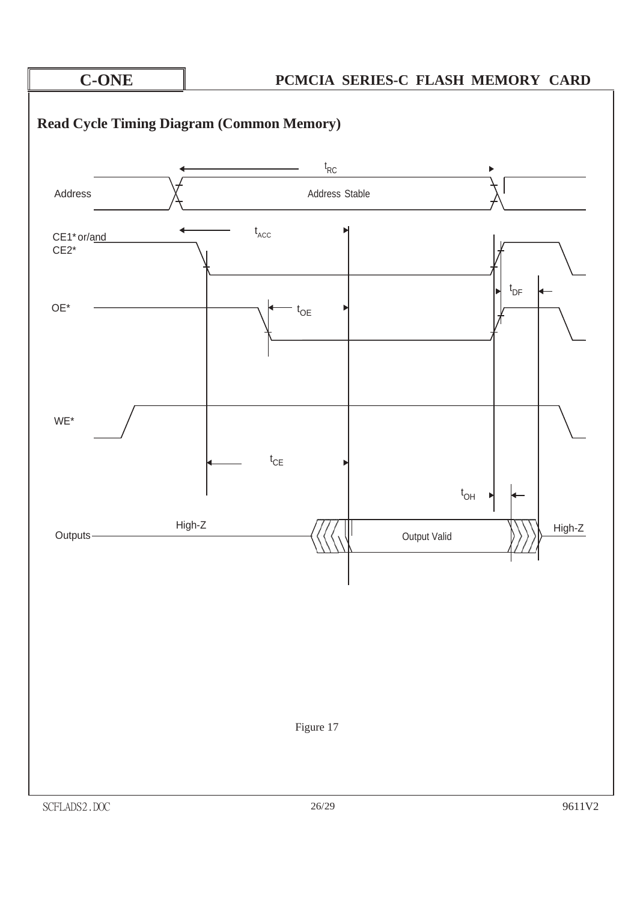## Read Cycle Timing Diagram (Common Memory)

$t_{RC}$

Address — Address Stable

CE1* or/and CE2* — $t_{ACC}$

$t_{DF}$

OE* — $t_{OE}$

WE*

$t_{CE}$

$t_{OH}$

Outputs — High-Z — Output Valid — High-Z

Figure 17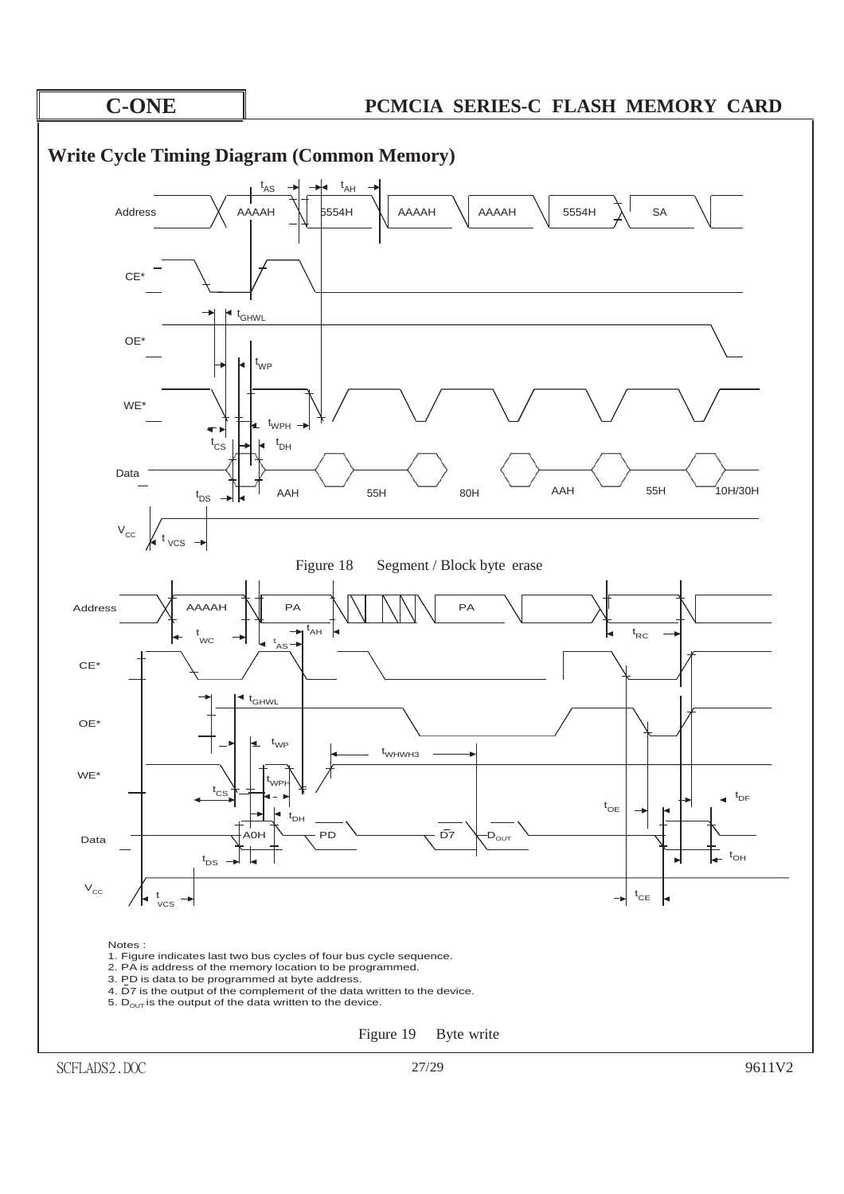## Write Cycle Timing Diagram (Common Memory)

Figure 18 Segment / Block byte erase

Notes :

1. Figure indicates last two bus cycles of four bus cycle sequence.
2. PA is address of the memory location to be programmed.
3. PD is data to be programmed at byte address.
4. $\overline{D7}$ is the output of the complement of the data written to the device.
5. $D_{OUT}$ is the output of the data written to the device.

Figure 19 Byte write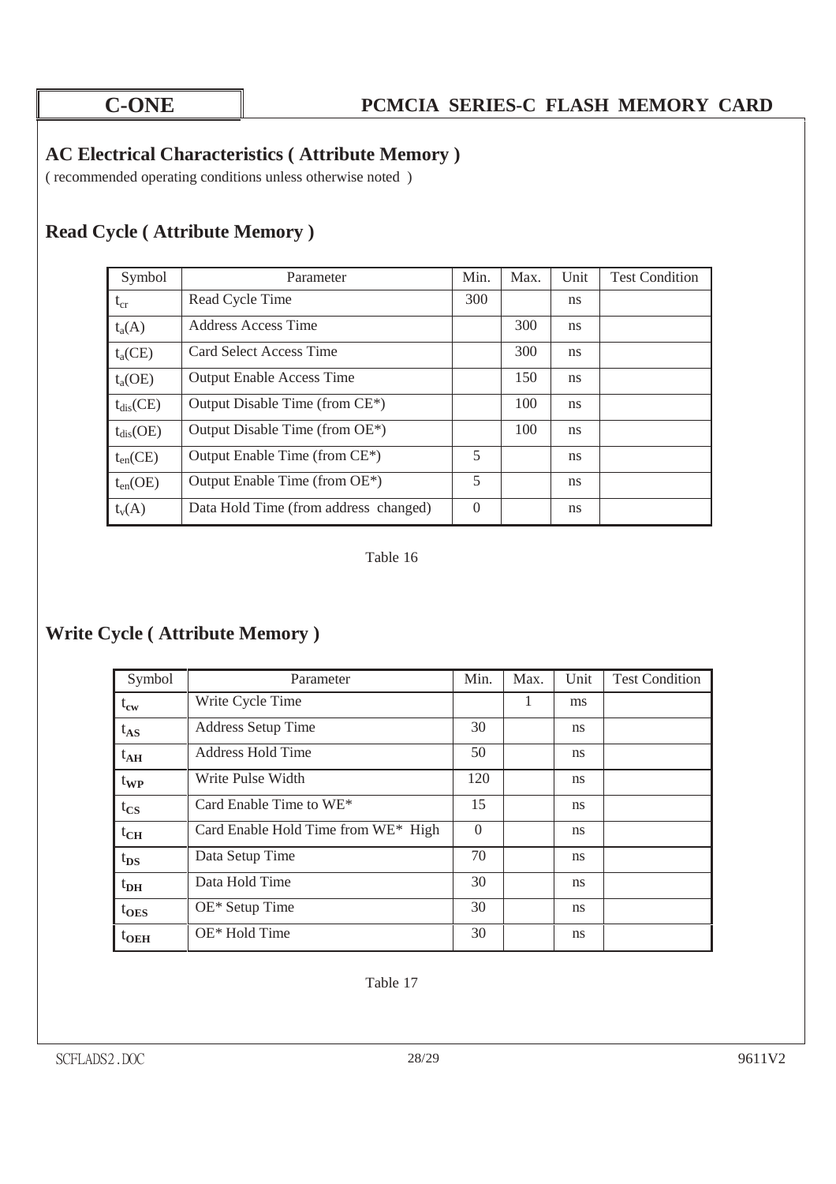## AC Electrical Characteristics ( Attribute Memory )

( recommended operating conditions unless otherwise noted )

## Read Cycle ( Attribute Memory )

| Symbol | Parameter | Min. | Max. | Unit | Test Condition |
|---|---|---|---|---|---|
| $t_{cr}$ | Read Cycle Time | 300 | | ns | |
| $t_a(A)$ | Address Access Time | | 300 | ns | |
| $t_a(CE)$ | Card Select Access Time | | 300 | ns | |
| $t_a(OE)$ | Output Enable Access Time | | 150 | ns | |
| $t_{dis}(CE)$ | Output Disable Time (from CE*) | | 100 | ns | |
| $t_{dis}(OE)$ | Output Disable Time (from OE*) | | 100 | ns | |
| $t_{en}(CE)$ | Output Enable Time (from CE*) | 5 | | ns | |
| $t_{en}(OE)$ | Output Enable Time (from OE*) | 5 | | ns | |
| $t_v(A)$ | Data Hold Time (from address changed) | 0 | | ns | |

Table 16

## Write Cycle ( Attribute Memory )

| Symbol | Parameter | Min. | Max. | Unit | Test Condition |
|---|---|---|---|---|---|
| $t_{cw}$ | Write Cycle Time | | 1 | ms | |
| $t_{AS}$ | Address Setup Time | 30 | | ns | |
| $t_{AH}$ | Address Hold Time | 50 | | ns | |
| $t_{WP}$ | Write Pulse Width | 120 | | ns | |
| $t_{CS}$ | Card Enable Time to WE* | 15 | | ns | |
| $t_{CH}$ | Card Enable Hold Time from WE* High | 0 | | ns | |
| $t_{DS}$ | Data Setup Time | 70 | | ns | |
| $t_{DH}$ | Data Hold Time | 30 | | ns | |
| $t_{OES}$ | OE* Setup Time | 30 | | ns | |
| $t_{OEH}$ | OE* Hold Time | 30 | | ns | |

Table 17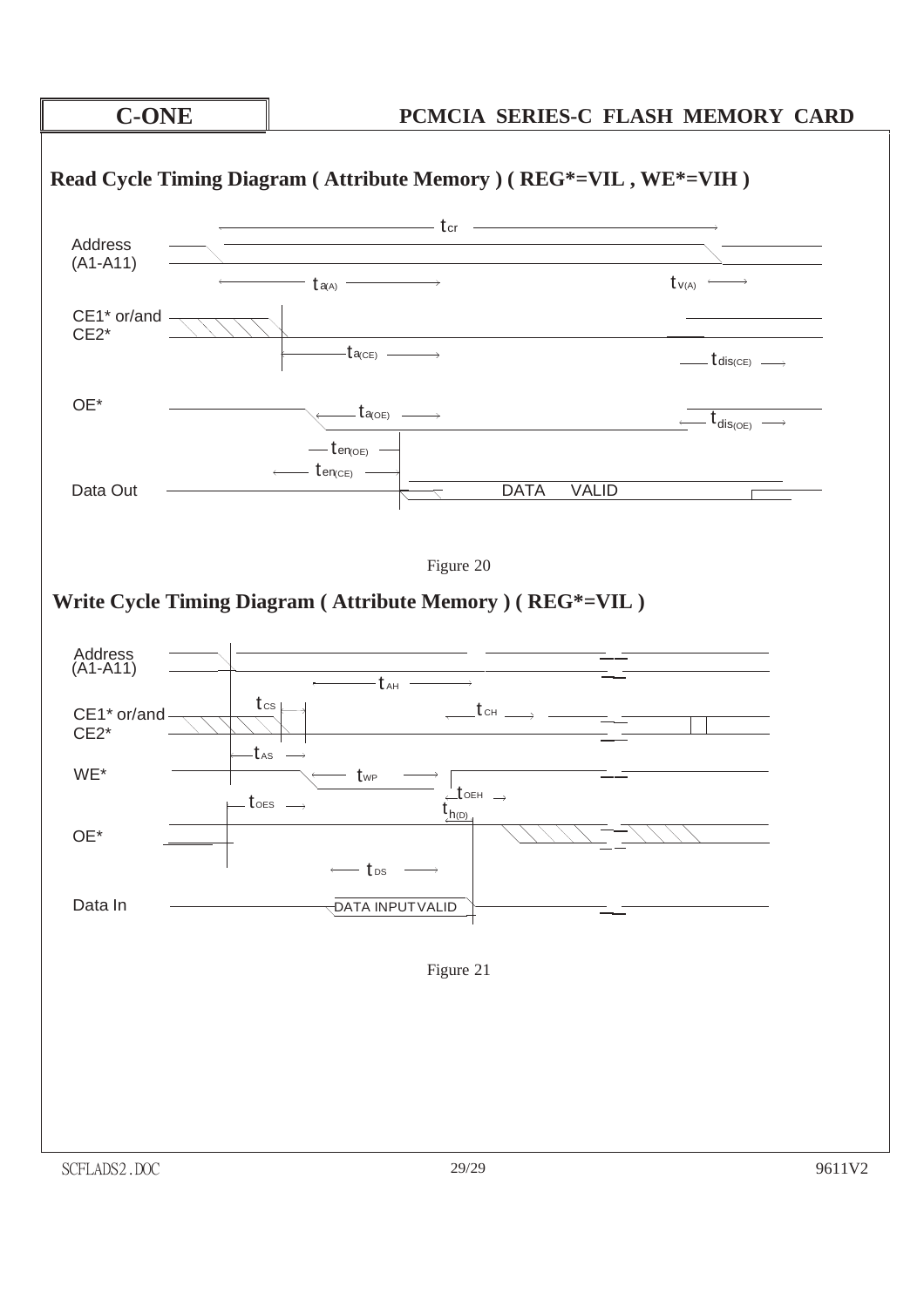## Read Cycle Timing Diagram ( Attribute Memory ) ( REG*=VIL , WE*=VIH )

Address (A1-A11)

$t_{cr}$

$t_{a(A)}$ $t_{v(A)}$

CE1* or/and CE2*

$t_{a(CE)}$ $t_{dis(CE)}$

OE*

$t_{a(OE)}$ $t_{dis(OE)}$

$t_{en(OE)}$

$t_{en(CE)}$

Data Out DATA VALID

Figure 20

## Write Cycle Timing Diagram ( Attribute Memory ) ( REG*=VIL )

Address (A1-A11)

$t_{AH}$

$t_{CS}$ $t_{CH}$

CE1* or/and CE2*

$t_{AS}$

WE*

$t_{WP}$

$t_{OEH}$

$t_{OES}$

$t_{h(D)}$

OE*

$t_{DS}$

Data In DATA INPUTVALID

Figure 21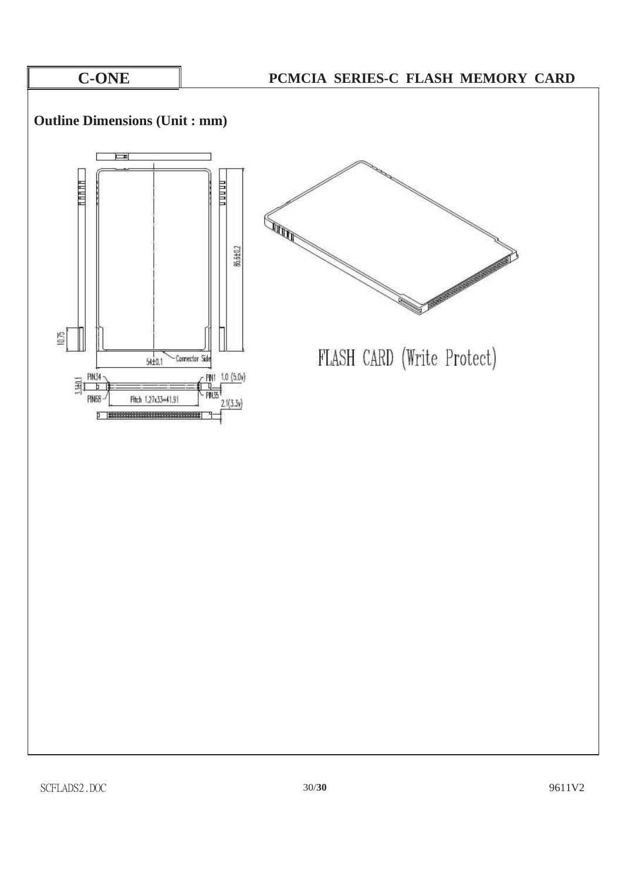## Outline Dimensions (Unit : mm)

85.6±0.2

10.75

54±0.1

Connector Side

PIN34

PIN1

1.0 (5.0v)

3.3±0.1

PIN35

PIN68

Pitch 1.27x33=41.91

2.1(3.3v)

FLASH CARD (Write Protect)